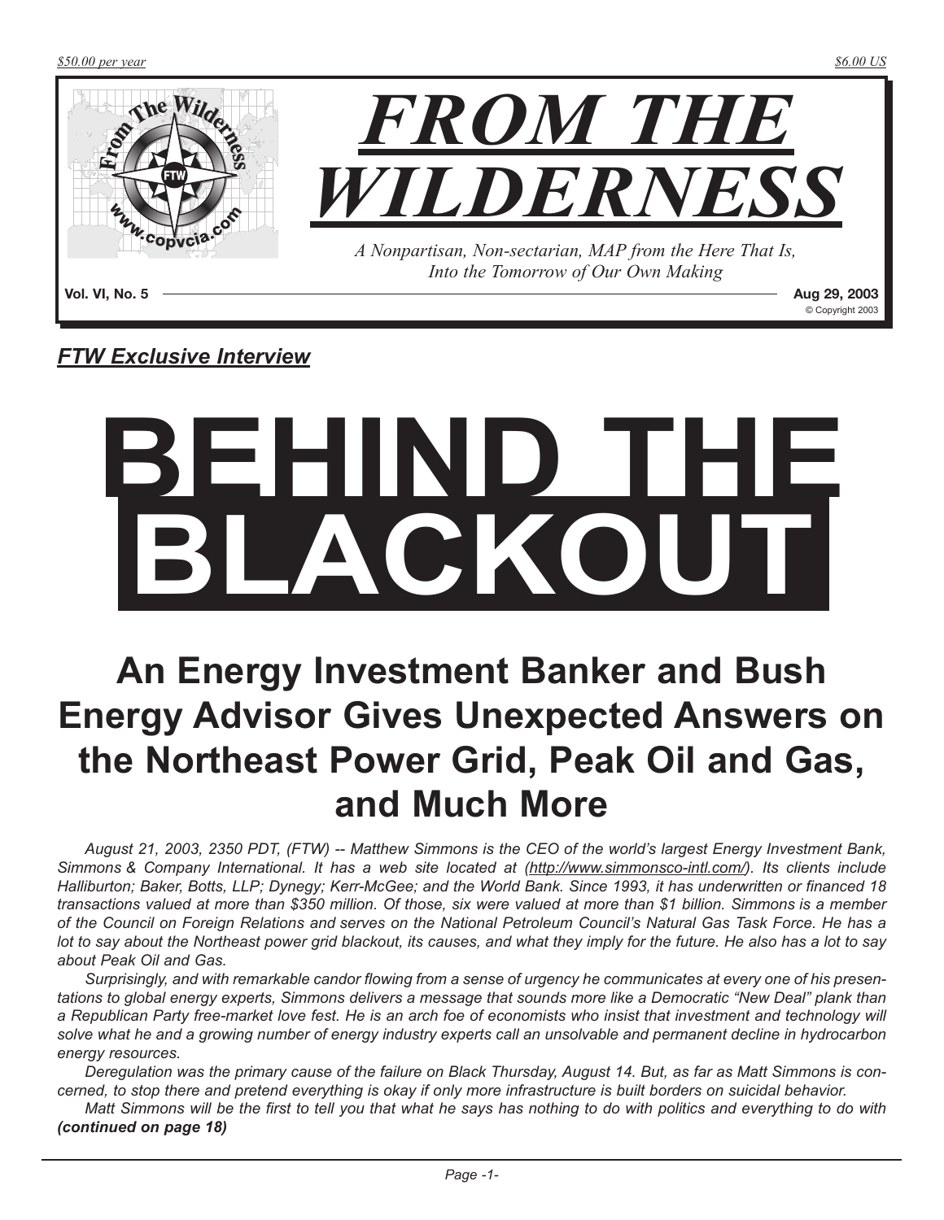$50.00 per year

$6.00 US

# FROM THE WILDERNESS

*A Nonpartisan, Non-sectarian, MAP from the Here That Is, Into the Tomorrow of Our Own Making*

**Vol. VI, No. 5** **Aug 29, 2003**

© Copyright 2003

***FTW Exclusive Interview***

# BEHIND THE BLACKOUT

## An Energy Investment Banker and Bush Energy Advisor Gives Unexpected Answers on the Northeast Power Grid, Peak Oil and Gas, and Much More

*August 21, 2003, 2350 PDT, (FTW) -- Matthew Simmons is the CEO of the world's largest Energy Investment Bank, Simmons & Company International. It has a web site located at (http://www.simmonsco-intl.com/). Its clients include Halliburton; Baker, Botts, LLP; Dynegy; Kerr-McGee; and the World Bank. Since 1993, it has underwritten or financed 18 transactions valued at more than $350 million. Of those, six were valued at more than $1 billion. Simmons is a member of the Council on Foreign Relations and serves on the National Petroleum Council's Natural Gas Task Force. He has a lot to say about the Northeast power grid blackout, its causes, and what they imply for the future. He also has a lot to say about Peak Oil and Gas.*

*Surprisingly, and with remarkable candor flowing from a sense of urgency he communicates at every one of his presentations to global energy experts, Simmons delivers a message that sounds more like a Democratic "New Deal" plank than a Republican Party free-market love fest. He is an arch foe of economists who insist that investment and technology will solve what he and a growing number of energy industry experts call an unsolvable and permanent decline in hydrocarbon energy resources.*

*Deregulation was the primary cause of the failure on Black Thursday, August 14. But, as far as Matt Simmons is concerned, to stop there and pretend everything is okay if only more infrastructure is built borders on suicidal behavior.*

*Matt Simmons will be the first to tell you that what he says has nothing to do with politics and everything to do with*

***(continued on page 18)***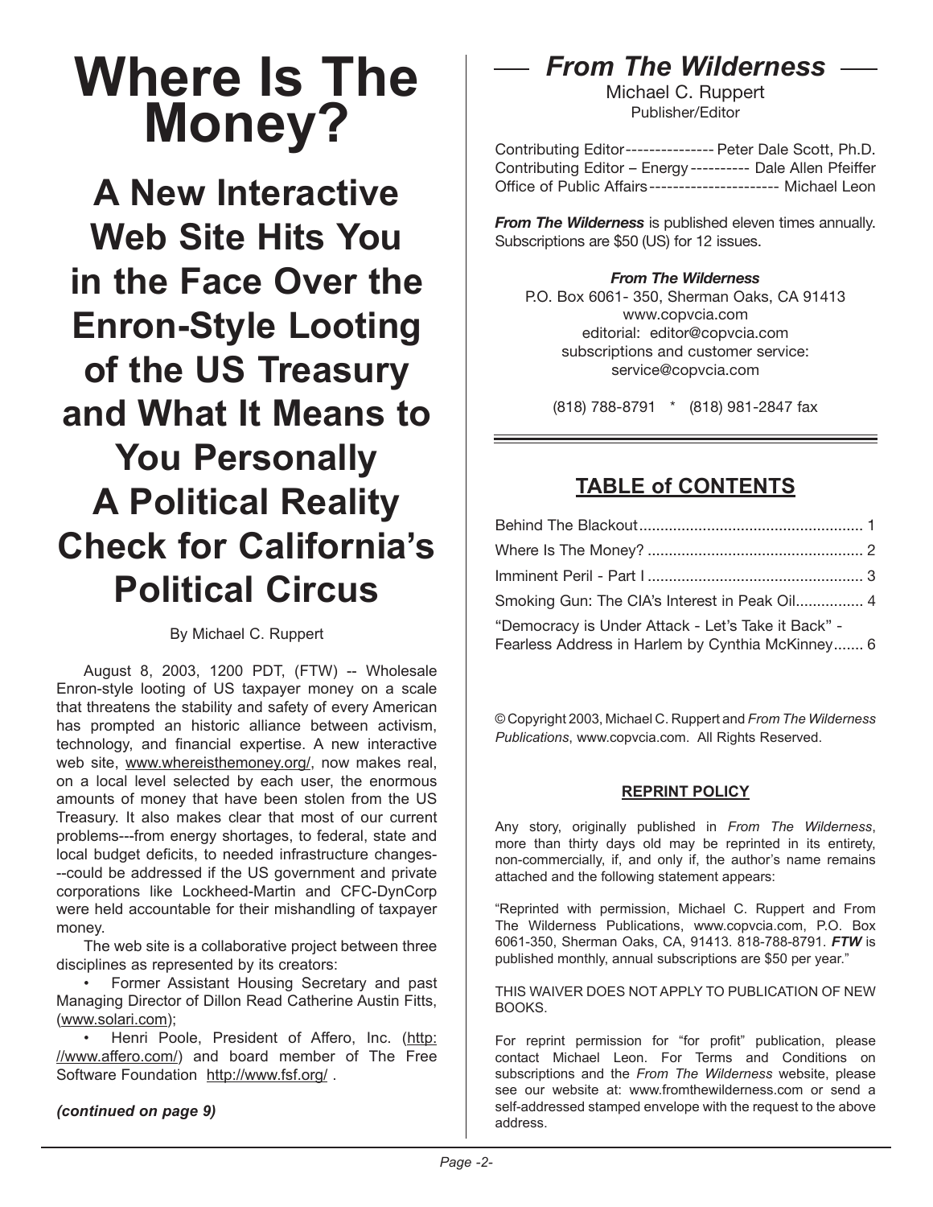# Where Is The Money?

## A New Interactive Web Site Hits You in the Face Over the Enron-Style Looting of the US Treasury and What It Means to You Personally A Political Reality Check for California's Political Circus

By Michael C. Ruppert

August 8, 2003, 1200 PDT, (FTW) -- Wholesale Enron-style looting of US taxpayer money on a scale that threatens the stability and safety of every American has prompted an historic alliance between activism, technology, and financial expertise. A new interactive web site, www.whereisthemoney.org/, now makes real, on a local level selected by each user, the enormous amounts of money that have been stolen from the US Treasury. It also makes clear that most of our current problems---from energy shortages, to federal, state and local budget deficits, to needed infrastructure changes---could be addressed if the US government and private corporations like Lockheed-Martin and CFC-DynCorp were held accountable for their mishandling of taxpayer money.

The web site is a collaborative project between three disciplines as represented by its creators:

- Former Assistant Housing Secretary and past Managing Director of Dillon Read Catherine Austin Fitts, (www.solari.com);
- Henri Poole, President of Affero, Inc. (http://www.affero.com/) and board member of The Free Software Foundation http://www.fsf.org/ .

***(continued on page 9)***

---

## *From The Wilderness*

Michael C. Ruppert
Publisher/Editor

Contributing Editor --------------- Peter Dale Scott, Ph.D.
Contributing Editor – Energy ---------- Dale Allen Pfeiffer
Office of Public Affairs ---------------------- Michael Leon

***From The Wilderness*** is published eleven times annually. Subscriptions are $50 (US) for 12 issues.

***From The Wilderness***
P.O. Box 6061- 350, Sherman Oaks, CA 91413
www.copvcia.com
editorial: editor@copvcia.com
subscriptions and customer service: service@copvcia.com

(818) 788-8791 * (818) 981-2847 fax

## TABLE of CONTENTS

| | |
|---|---|
| Behind The Blackout | 1 |
| Where Is The Money? | 2 |
| Imminent Peril - Part I | 3 |
| Smoking Gun: The CIA's Interest in Peak Oil | 4 |
| "Democracy is Under Attack - Let's Take it Back" - Fearless Address in Harlem by Cynthia McKinney | 6 |

© Copyright 2003, Michael C. Ruppert and *From The Wilderness Publications*, www.copvcia.com. All Rights Reserved.

### REPRINT POLICY

Any story, originally published in *From The Wilderness*, more than thirty days old may be reprinted in its entirety, non-commercially, if, and only if, the author's name remains attached and the following statement appears:

"Reprinted with permission, Michael C. Ruppert and From The Wilderness Publications, www.copvcia.com, P.O. Box 6061-350, Sherman Oaks, CA, 91413. 818-788-8791. ***FTW*** is published monthly, annual subscriptions are $50 per year."

THIS WAIVER DOES NOT APPLY TO PUBLICATION OF NEW BOOKS.

For reprint permission for "for profit" publication, please contact Michael Leon. For Terms and Conditions on subscriptions and the *From The Wilderness* website, please see our website at: www.fromthewilderness.com or send a self-addressed stamped envelope with the request to the above address.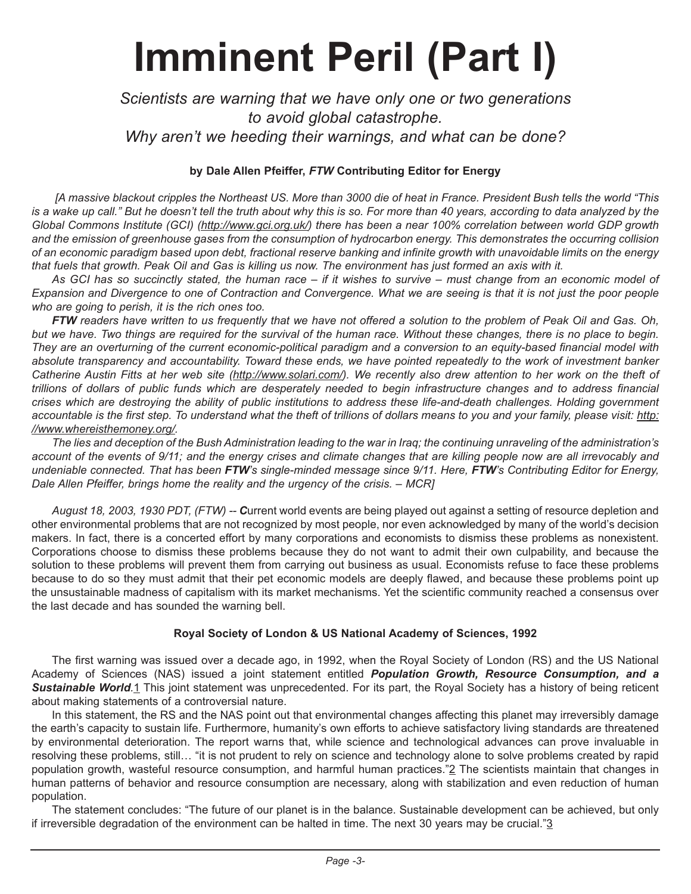# Imminent Peril (Part I)

*Scientists are warning that we have only one or two generations to avoid global catastrophe.*
*Why aren't we heeding their warnings, and what can be done?*

**by Dale Allen Pfeiffer, *FTW* Contributing Editor for Energy**

*[A massive blackout cripples the Northeast US. More than 3000 die of heat in France. President Bush tells the world "This is a wake up call." But he doesn't tell the truth about why this is so. For more than 40 years, according to data analyzed by the Global Commons Institute (GCI) (http://www.gci.org.uk/) there has been a near 100% correlation between world GDP growth and the emission of greenhouse gases from the consumption of hydrocarbon energy. This demonstrates the occurring collision of an economic paradigm based upon debt, fractional reserve banking and infinite growth with unavoidable limits on the energy that fuels that growth. Peak Oil and Gas is killing us now. The environment has just formed an axis with it.*

*As GCI has so succinctly stated, the human race – if it wishes to survive – must change from an economic model of Expansion and Divergence to one of Contraction and Convergence. What we are seeing is that it is not just the poor people who are going to perish, it is the rich ones too.*

***FTW** readers have written to us frequently that we have not offered a solution to the problem of Peak Oil and Gas. Oh, but we have. Two things are required for the survival of the human race. Without these changes, there is no place to begin. They are an overturning of the current economic-political paradigm and a conversion to an equity-based financial model with absolute transparency and accountability. Toward these ends, we have pointed repeatedly to the work of investment banker Catherine Austin Fitts at her web site (http://www.solari.com/). We recently also drew attention to her work on the theft of trillions of dollars of public funds which are desperately needed to begin infrastructure changes and to address financial crises which are destroying the ability of public institutions to address these life-and-death challenges. Holding government accountable is the first step. To understand what the theft of trillions of dollars means to you and your family, please visit: http://www.whereisthemoney.org/.*

*The lies and deception of the Bush Administration leading to the war in Iraq; the continuing unraveling of the administration's account of the events of 9/11; and the energy crises and climate changes that are killing people now are all irrevocably and undeniable connected. That has been **FTW**'s single-minded message since 9/11. Here, **FTW**'s Contributing Editor for Energy, Dale Allen Pfeiffer, brings home the reality and the urgency of the crisis. – MCR]*

*August 18, 2003, 1930 PDT, (FTW)* -- ***C**urrent world events are being played out against a setting of resource depletion and other environmental problems that are not recognized by most people, nor even acknowledged by many of the world's decision makers. In fact, there is a concerted effort by many corporations and economists to dismiss these problems as nonexistent. Corporations choose to dismiss these problems because they do not want to admit their own culpability, and because the solution to these problems will prevent them from carrying out business as usual. Economists refuse to face these problems because to do so they must admit that their pet economic models are deeply flawed, and because these problems point up the unsustainable madness of capitalism with its market mechanisms. Yet the scientific community reached a consensus over the last decade and has sounded the warning bell.

**Royal Society of London & US National Academy of Sciences, 1992**

The first warning was issued over a decade ago, in 1992, when the Royal Society of London (RS) and the US National Academy of Sciences (NAS) issued a joint statement entitled ***Population Growth, Resource Consumption, and a Sustainable World***.[1] This joint statement was unprecedented. For its part, the Royal Society has a history of being reticent about making statements of a controversial nature.

In this statement, the RS and the NAS point out that environmental changes affecting this planet may irreversibly damage the earth's capacity to sustain life. Furthermore, humanity's own efforts to achieve satisfactory living standards are threatened by environmental deterioration. The report warns that, while science and technological advances can prove invaluable in resolving these problems, still… "it is not prudent to rely on science and technology alone to solve problems created by rapid population growth, wasteful resource consumption, and harmful human practices."[2] The scientists maintain that changes in human patterns of behavior and resource consumption are necessary, along with stabilization and even reduction of human population.

The statement concludes: "The future of our planet is in the balance. Sustainable development can be achieved, but only if irreversible degradation of the environment can be halted in time. The next 30 years may be crucial."[3]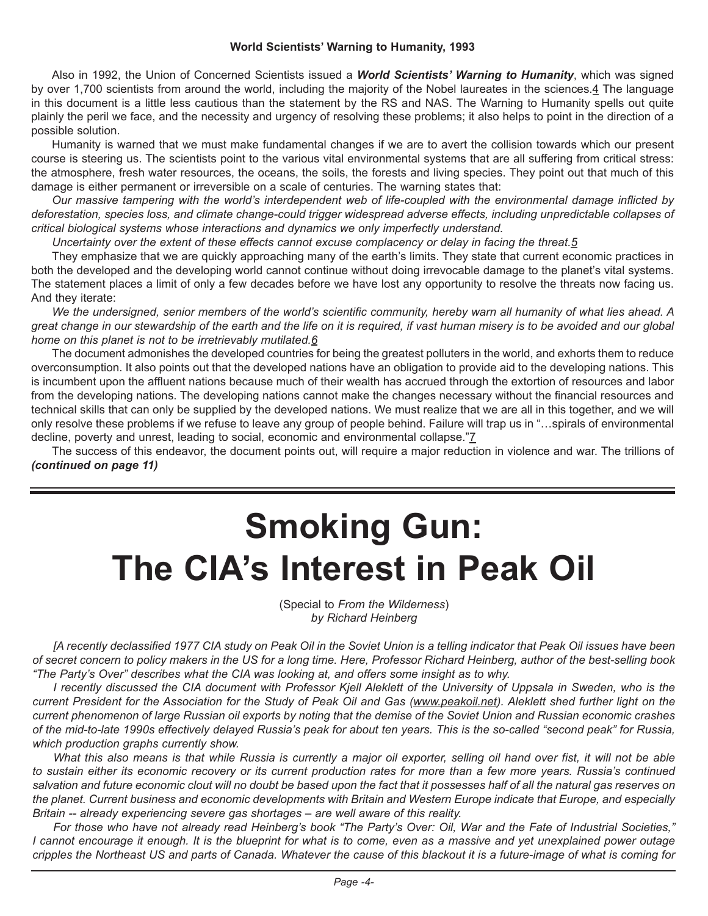### World Scientists' Warning to Humanity, 1993

Also in 1992, the Union of Concerned Scientists issued a ***World Scientists' Warning to Humanity***, which was signed by over 1,700 scientists from around the world, including the majority of the Nobel laureates in the sciences.[4] The language in this document is a little less cautious than the statement by the RS and NAS. The Warning to Humanity spells out quite plainly the peril we face, and the necessity and urgency of resolving these problems; it also helps to point in the direction of a possible solution.

Humanity is warned that we must make fundamental changes if we are to avert the collision towards which our present course is steering us. The scientists point to the various vital environmental systems that are all suffering from critical stress: the atmosphere, fresh water resources, the oceans, the soils, the forests and living species. They point out that much of this damage is either permanent or irreversible on a scale of centuries. The warning states that:

*Our massive tampering with the world's interdependent web of life-coupled with the environmental damage inflicted by deforestation, species loss, and climate change-could trigger widespread adverse effects, including unpredictable collapses of critical biological systems whose interactions and dynamics we only imperfectly understand.*

*Uncertainty over the extent of these effects cannot excuse complacency or delay in facing the threat.*[5]

They emphasize that we are quickly approaching many of the earth's limits. They state that current economic practices in both the developed and the developing world cannot continue without doing irrevocable damage to the planet's vital systems. The statement places a limit of only a few decades before we have lost any opportunity to resolve the threats now facing us. And they iterate:

*We the undersigned, senior members of the world's scientific community, hereby warn all humanity of what lies ahead. A great change in our stewardship of the earth and the life on it is required, if vast human misery is to be avoided and our global home on this planet is not to be irretrievably mutilated.*[6]

The document admonishes the developed countries for being the greatest polluters in the world, and exhorts them to reduce overconsumption. It also points out that the developed nations have an obligation to provide aid to the developing nations. This is incumbent upon the affluent nations because much of their wealth has accrued through the extortion of resources and labor from the developing nations. The developing nations cannot make the changes necessary without the financial resources and technical skills that can only be supplied by the developed nations. We must realize that we are all in this together, and we will only resolve these problems if we refuse to leave any group of people behind. Failure will trap us in "…spirals of environmental decline, poverty and unrest, leading to social, economic and environmental collapse."[7]

The success of this endeavor, the document points out, will require a major reduction in violence and war. The trillions of ***(continued on page 11)***

---

# Smoking Gun: The CIA's Interest in Peak Oil

(Special to *From the Wilderness*)
*by Richard Heinberg*

*[A recently declassified 1977 CIA study on Peak Oil in the Soviet Union is a telling indicator that Peak Oil issues have been of secret concern to policy makers in the US for a long time. Here, Professor Richard Heinberg, author of the best-selling book "The Party's Over" describes what the CIA was looking at, and offers some insight as to why.*

*I recently discussed the CIA document with Professor Kjell Aleklett of the University of Uppsala in Sweden, who is the current President for the Association for the Study of Peak Oil and Gas (www.peakoil.net). Aleklett shed further light on the current phenomenon of large Russian oil exports by noting that the demise of the Soviet Union and Russian economic crashes of the mid-to-late 1990s effectively delayed Russia's peak for about ten years. This is the so-called "second peak" for Russia, which production graphs currently show.*

*What this also means is that while Russia is currently a major oil exporter, selling oil hand over fist, it will not be able to sustain either its economic recovery or its current production rates for more than a few more years. Russia's continued salvation and future economic clout will no doubt be based upon the fact that it possesses half of all the natural gas reserves on the planet. Current business and economic developments with Britain and Western Europe indicate that Europe, and especially Britain -- already experiencing severe gas shortages – are well aware of this reality.*

*For those who have not already read Heinberg's book "The Party's Over: Oil, War and the Fate of Industrial Societies," I cannot encourage it enough. It is the blueprint for what is to come, even as a massive and yet unexplained power outage cripples the Northeast US and parts of Canada. Whatever the cause of this blackout it is a future-image of what is coming for*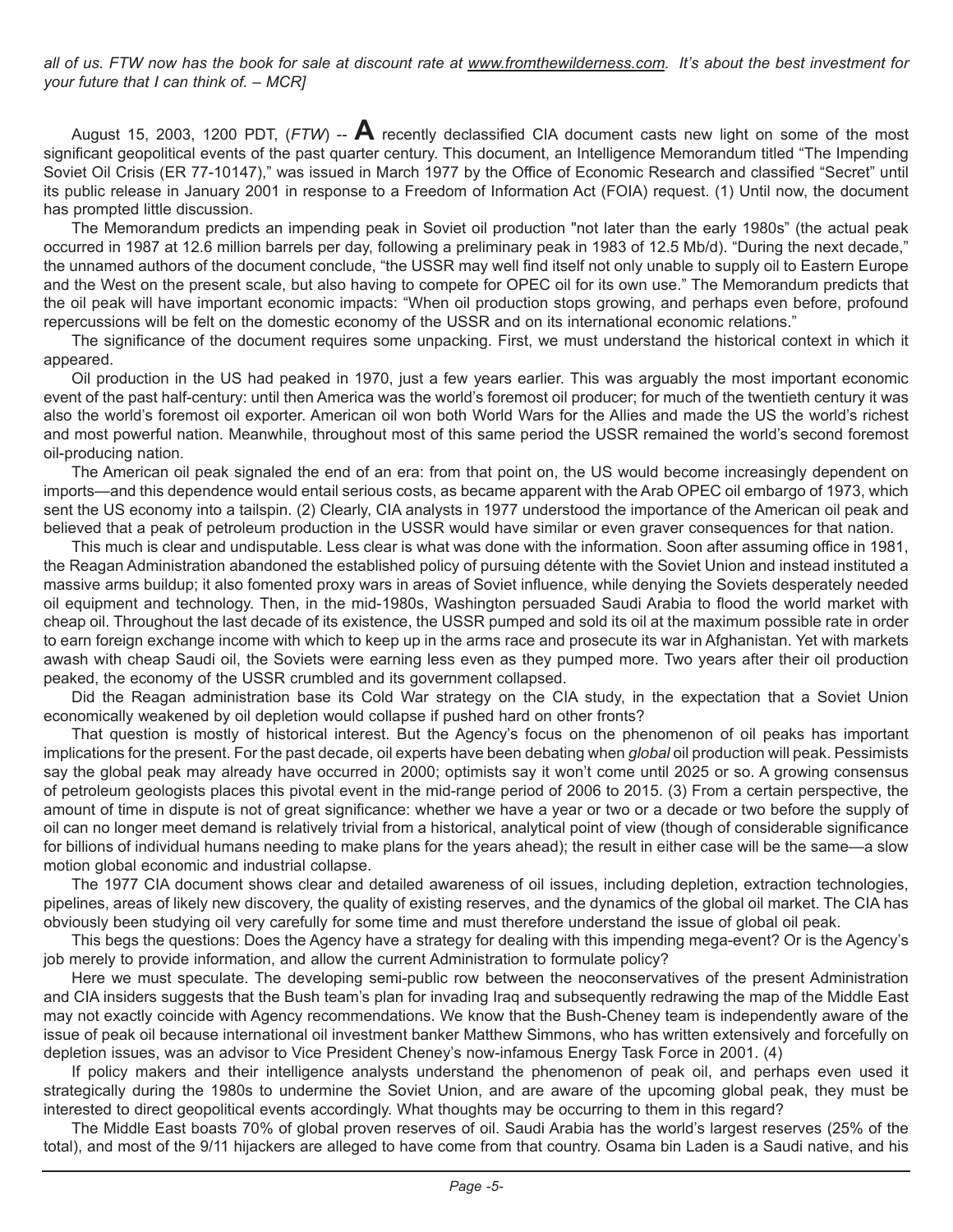*all of us. FTW now has the book for sale at discount rate at www.fromthewilderness.com. It's about the best investment for your future that I can think of. – MCR]*

August 15, 2003, 1200 PDT, (*FTW*) -- **A** recently declassified CIA document casts new light on some of the most significant geopolitical events of the past quarter century. This document, an Intelligence Memorandum titled "The Impending Soviet Oil Crisis (ER 77-10147)," was issued in March 1977 by the Office of Economic Research and classified "Secret" until its public release in January 2001 in response to a Freedom of Information Act (FOIA) request. (1) Until now, the document has prompted little discussion.

The Memorandum predicts an impending peak in Soviet oil production "not later than the early 1980s" (the actual peak occurred in 1987 at 12.6 million barrels per day, following a preliminary peak in 1983 of 12.5 Mb/d). "During the next decade," the unnamed authors of the document conclude, "the USSR may well find itself not only unable to supply oil to Eastern Europe and the West on the present scale, but also having to compete for OPEC oil for its own use." The Memorandum predicts that the oil peak will have important economic impacts: "When oil production stops growing, and perhaps even before, profound repercussions will be felt on the domestic economy of the USSR and on its international economic relations."

The significance of the document requires some unpacking. First, we must understand the historical context in which it appeared.

Oil production in the US had peaked in 1970, just a few years earlier. This was arguably the most important economic event of the past half-century: until then America was the world's foremost oil producer; for much of the twentieth century it was also the world's foremost oil exporter. American oil won both World Wars for the Allies and made the US the world's richest and most powerful nation. Meanwhile, throughout most of this same period the USSR remained the world's second foremost oil-producing nation.

The American oil peak signaled the end of an era: from that point on, the US would become increasingly dependent on imports—and this dependence would entail serious costs, as became apparent with the Arab OPEC oil embargo of 1973, which sent the US economy into a tailspin. (2) Clearly, CIA analysts in 1977 understood the importance of the American oil peak and believed that a peak of petroleum production in the USSR would have similar or even graver consequences for that nation.

This much is clear and undisputable. Less clear is what was done with the information. Soon after assuming office in 1981, the Reagan Administration abandoned the established policy of pursuing détente with the Soviet Union and instead instituted a massive arms buildup; it also fomented proxy wars in areas of Soviet influence, while denying the Soviets desperately needed oil equipment and technology. Then, in the mid-1980s, Washington persuaded Saudi Arabia to flood the world market with cheap oil. Throughout the last decade of its existence, the USSR pumped and sold its oil at the maximum possible rate in order to earn foreign exchange income with which to keep up in the arms race and prosecute its war in Afghanistan. Yet with markets awash with cheap Saudi oil, the Soviets were earning less even as they pumped more. Two years after their oil production peaked, the economy of the USSR crumbled and its government collapsed.

Did the Reagan administration base its Cold War strategy on the CIA study, in the expectation that a Soviet Union economically weakened by oil depletion would collapse if pushed hard on other fronts?

That question is mostly of historical interest. But the Agency's focus on the phenomenon of oil peaks has important implications for the present. For the past decade, oil experts have been debating when *global* oil production will peak. Pessimists say the global peak may already have occurred in 2000; optimists say it won't come until 2025 or so. A growing consensus of petroleum geologists places this pivotal event in the mid-range period of 2006 to 2015. (3) From a certain perspective, the amount of time in dispute is not of great significance: whether we have a year or two or a decade or two before the supply of oil can no longer meet demand is relatively trivial from a historical, analytical point of view (though of considerable significance for billions of individual humans needing to make plans for the years ahead); the result in either case will be the same—a slow motion global economic and industrial collapse.

The 1977 CIA document shows clear and detailed awareness of oil issues, including depletion, extraction technologies, pipelines, areas of likely new discovery, the quality of existing reserves, and the dynamics of the global oil market. The CIA has obviously been studying oil very carefully for some time and must therefore understand the issue of global oil peak.

This begs the questions: Does the Agency have a strategy for dealing with this impending mega-event? Or is the Agency's job merely to provide information, and allow the current Administration to formulate policy?

Here we must speculate. The developing semi-public row between the neoconservatives of the present Administration and CIA insiders suggests that the Bush team's plan for invading Iraq and subsequently redrawing the map of the Middle East may not exactly coincide with Agency recommendations. We know that the Bush-Cheney team is independently aware of the issue of peak oil because international oil investment banker Matthew Simmons, who has written extensively and forcefully on depletion issues, was an advisor to Vice President Cheney's now-infamous Energy Task Force in 2001. (4)

If policy makers and their intelligence analysts understand the phenomenon of peak oil, and perhaps even used it strategically during the 1980s to undermine the Soviet Union, and are aware of the upcoming global peak, they must be interested to direct geopolitical events accordingly. What thoughts may be occurring to them in this regard?

The Middle East boasts 70% of global proven reserves of oil. Saudi Arabia has the world's largest reserves (25% of the total), and most of the 9/11 hijackers are alleged to have come from that country. Osama bin Laden is a Saudi native, and his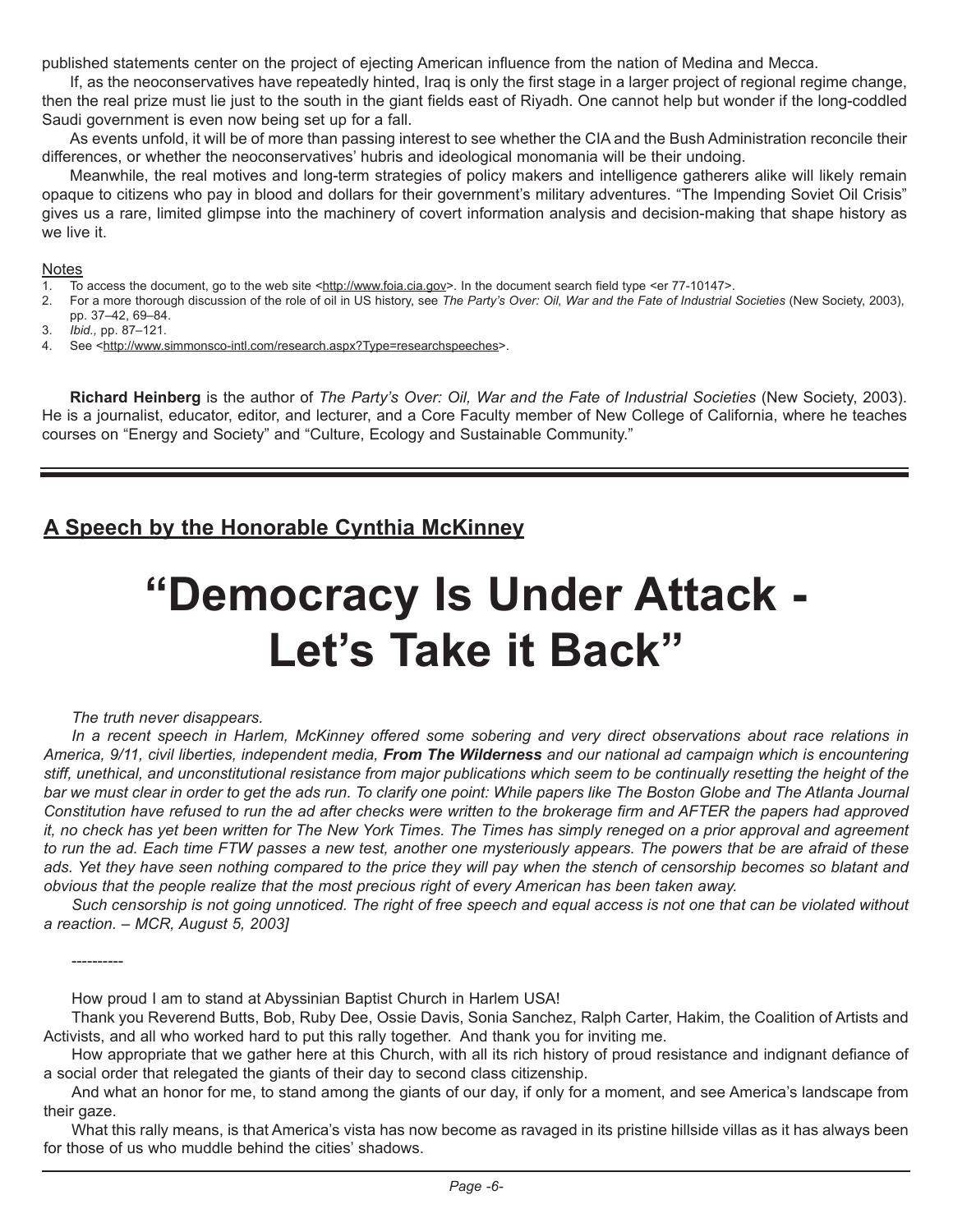published statements center on the project of ejecting American influence from the nation of Medina and Mecca.

If, as the neoconservatives have repeatedly hinted, Iraq is only the first stage in a larger project of regional regime change, then the real prize must lie just to the south in the giant fields east of Riyadh. One cannot help but wonder if the long-coddled Saudi government is even now being set up for a fall.

As events unfold, it will be of more than passing interest to see whether the CIA and the Bush Administration reconcile their differences, or whether the neoconservatives' hubris and ideological monomania will be their undoing.

Meanwhile, the real motives and long-term strategies of policy makers and intelligence gatherers alike will likely remain opaque to citizens who pay in blood and dollars for their government's military adventures. "The Impending Soviet Oil Crisis" gives us a rare, limited glimpse into the machinery of covert information analysis and decision-making that shape history as we live it.

Notes

1. To access the document, go to the web site <http://www.foia.cia.gov>. In the document search field type <er 77-10147>.
2. For a more thorough discussion of the role of oil in US history, see *The Party's Over: Oil, War and the Fate of Industrial Societies* (New Society, 2003), pp. 37–42, 69–84.
3. *Ibid.,* pp. 87–121.
4. See <http://www.simmonsco-intl.com/research.aspx?Type=researchspeeches>.

**Richard Heinberg** is the author of *The Party's Over: Oil, War and the Fate of Industrial Societies* (New Society, 2003). He is a journalist, educator, editor, and lecturer, and a Core Faculty member of New College of California, where he teaches courses on "Energy and Society" and "Culture, Ecology and Sustainable Community."

---

## A Speech by the Honorable Cynthia McKinney

# "Democracy Is Under Attack - Let's Take it Back"

*The truth never disappears.*

*In a recent speech in Harlem, McKinney offered some sobering and very direct observations about race relations in America, 9/11, civil liberties, independent media,* ***From The Wilderness*** *and our national ad campaign which is encountering stiff, unethical, and unconstitutional resistance from major publications which seem to be continually resetting the height of the bar we must clear in order to get the ads run. To clarify one point: While papers like The Boston Globe and The Atlanta Journal Constitution have refused to run the ad after checks were written to the brokerage firm and AFTER the papers had approved it, no check has yet been written for The New York Times. The Times has simply reneged on a prior approval and agreement to run the ad. Each time FTW passes a new test, another one mysteriously appears. The powers that be are afraid of these ads. Yet they have seen nothing compared to the price they will pay when the stench of censorship becomes so blatant and obvious that the people realize that the most precious right of every American has been taken away.*

*Such censorship is not going unnoticed. The right of free speech and equal access is not one that can be violated without a reaction. – MCR, August 5, 2003]*

----------

How proud I am to stand at Abyssinian Baptist Church in Harlem USA!

Thank you Reverend Butts, Bob, Ruby Dee, Ossie Davis, Sonia Sanchez, Ralph Carter, Hakim, the Coalition of Artists and Activists, and all who worked hard to put this rally together. And thank you for inviting me.

How appropriate that we gather here at this Church, with all its rich history of proud resistance and indignant defiance of a social order that relegated the giants of their day to second class citizenship.

And what an honor for me, to stand among the giants of our day, if only for a moment, and see America's landscape from their gaze.

What this rally means, is that America's vista has now become as ravaged in its pristine hillside villas as it has always been for those of us who muddle behind the cities' shadows.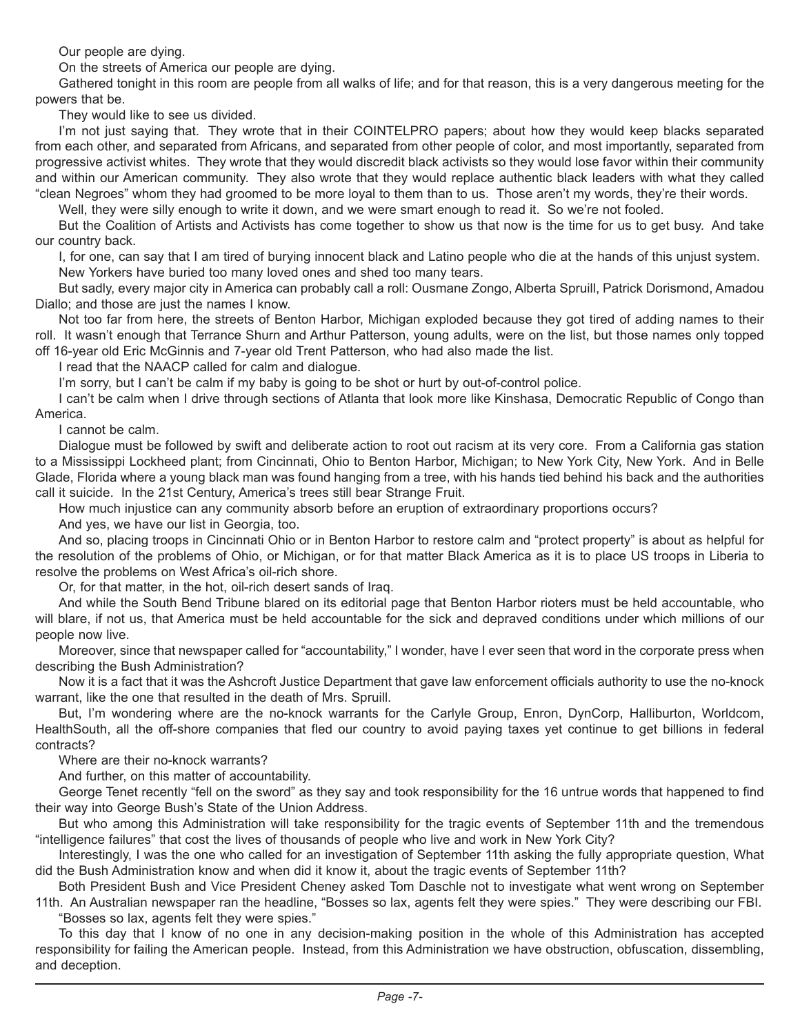Our people are dying.

On the streets of America our people are dying.

Gathered tonight in this room are people from all walks of life; and for that reason, this is a very dangerous meeting for the powers that be.

They would like to see us divided.

I'm not just saying that. They wrote that in their COINTELPRO papers; about how they would keep blacks separated from each other, and separated from Africans, and separated from other people of color, and most importantly, separated from progressive activist whites. They wrote that they would discredit black activists so they would lose favor within their community and within our American community. They also wrote that they would replace authentic black leaders with what they called "clean Negroes" whom they had groomed to be more loyal to them than to us. Those aren't my words, they're their words.

Well, they were silly enough to write it down, and we were smart enough to read it. So we're not fooled.

But the Coalition of Artists and Activists has come together to show us that now is the time for us to get busy. And take our country back.

I, for one, can say that I am tired of burying innocent black and Latino people who die at the hands of this unjust system.

New Yorkers have buried too many loved ones and shed too many tears.

But sadly, every major city in America can probably call a roll: Ousmane Zongo, Alberta Spruill, Patrick Dorismond, Amadou Diallo; and those are just the names I know.

Not too far from here, the streets of Benton Harbor, Michigan exploded because they got tired of adding names to their roll. It wasn't enough that Terrance Shurn and Arthur Patterson, young adults, were on the list, but those names only topped off 16-year old Eric McGinnis and 7-year old Trent Patterson, who had also made the list.

I read that the NAACP called for calm and dialogue.

I'm sorry, but I can't be calm if my baby is going to be shot or hurt by out-of-control police.

I can't be calm when I drive through sections of Atlanta that look more like Kinshasa, Democratic Republic of Congo than America.

I cannot be calm.

Dialogue must be followed by swift and deliberate action to root out racism at its very core. From a California gas station to a Mississippi Lockheed plant; from Cincinnati, Ohio to Benton Harbor, Michigan; to New York City, New York. And in Belle Glade, Florida where a young black man was found hanging from a tree, with his hands tied behind his back and the authorities call it suicide. In the 21st Century, America's trees still bear Strange Fruit.

How much injustice can any community absorb before an eruption of extraordinary proportions occurs?

And yes, we have our list in Georgia, too.

And so, placing troops in Cincinnati Ohio or in Benton Harbor to restore calm and "protect property" is about as helpful for the resolution of the problems of Ohio, or Michigan, or for that matter Black America as it is to place US troops in Liberia to resolve the problems on West Africa's oil-rich shore.

Or, for that matter, in the hot, oil-rich desert sands of Iraq.

And while the South Bend Tribune blared on its editorial page that Benton Harbor rioters must be held accountable, who will blare, if not us, that America must be held accountable for the sick and depraved conditions under which millions of our people now live.

Moreover, since that newspaper called for "accountability," I wonder, have I ever seen that word in the corporate press when describing the Bush Administration?

Now it is a fact that it was the Ashcroft Justice Department that gave law enforcement officials authority to use the no-knock warrant, like the one that resulted in the death of Mrs. Spruill.

But, I'm wondering where are the no-knock warrants for the Carlyle Group, Enron, DynCorp, Halliburton, Worldcom, HealthSouth, all the off-shore companies that fled our country to avoid paying taxes yet continue to get billions in federal contracts?

Where are their no-knock warrants?

And further, on this matter of accountability.

George Tenet recently "fell on the sword" as they say and took responsibility for the 16 untrue words that happened to find their way into George Bush's State of the Union Address.

But who among this Administration will take responsibility for the tragic events of September 11th and the tremendous "intelligence failures" that cost the lives of thousands of people who live and work in New York City?

Interestingly, I was the one who called for an investigation of September 11th asking the fully appropriate question, What did the Bush Administration know and when did it know it, about the tragic events of September 11th?

Both President Bush and Vice President Cheney asked Tom Daschle not to investigate what went wrong on September 11th. An Australian newspaper ran the headline, "Bosses so lax, agents felt they were spies." They were describing our FBI.

"Bosses so lax, agents felt they were spies."

To this day that I know of no one in any decision-making position in the whole of this Administration has accepted responsibility for failing the American people. Instead, from this Administration we have obstruction, obfuscation, dissembling, and deception.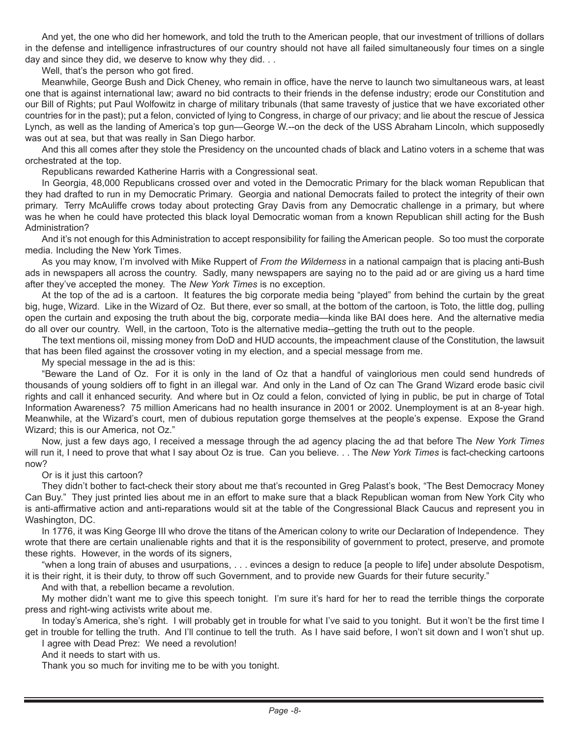And yet, the one who did her homework, and told the truth to the American people, that our investment of trillions of dollars in the defense and intelligence infrastructures of our country should not have all failed simultaneously four times on a single day and since they did, we deserve to know why they did. . .

Well, that's the person who got fired.

Meanwhile, George Bush and Dick Cheney, who remain in office, have the nerve to launch two simultaneous wars, at least one that is against international law; award no bid contracts to their friends in the defense industry; erode our Constitution and our Bill of Rights; put Paul Wolfowitz in charge of military tribunals (that same travesty of justice that we have excoriated other countries for in the past); put a felon, convicted of lying to Congress, in charge of our privacy; and lie about the rescue of Jessica Lynch, as well as the landing of America's top gun—George W.--on the deck of the USS Abraham Lincoln, which supposedly was out at sea, but that was really in San Diego harbor.

And this all comes after they stole the Presidency on the uncounted chads of black and Latino voters in a scheme that was orchestrated at the top.

Republicans rewarded Katherine Harris with a Congressional seat.

In Georgia, 48,000 Republicans crossed over and voted in the Democratic Primary for the black woman Republican that they had drafted to run in my Democratic Primary. Georgia and national Democrats failed to protect the integrity of their own primary. Terry McAuliffe crows today about protecting Gray Davis from any Democratic challenge in a primary, but where was he when he could have protected this black loyal Democratic woman from a known Republican shill acting for the Bush Administration?

And it's not enough for this Administration to accept responsibility for failing the American people. So too must the corporate media. Including the New York Times.

As you may know, I'm involved with Mike Ruppert of *From the Wilderness* in a national campaign that is placing anti-Bush ads in newspapers all across the country. Sadly, many newspapers are saying no to the paid ad or are giving us a hard time after they've accepted the money. The *New York Times* is no exception.

At the top of the ad is a cartoon. It features the big corporate media being "played" from behind the curtain by the great big, huge, Wizard. Like in the Wizard of Oz. But there, ever so small, at the bottom of the cartoon, is Toto, the little dog, pulling open the curtain and exposing the truth about the big, corporate media—kinda like BAI does here. And the alternative media do all over our country. Well, in the cartoon, Toto is the alternative media--getting the truth out to the people.

The text mentions oil, missing money from DoD and HUD accounts, the impeachment clause of the Constitution, the lawsuit that has been filed against the crossover voting in my election, and a special message from me.

My special message in the ad is this:

"Beware the Land of Oz. For it is only in the land of Oz that a handful of vainglorious men could send hundreds of thousands of young soldiers off to fight in an illegal war. And only in the Land of Oz can The Grand Wizard erode basic civil rights and call it enhanced security. And where but in Oz could a felon, convicted of lying in public, be put in charge of Total Information Awareness? 75 million Americans had no health insurance in 2001 or 2002. Unemployment is at an 8-year high. Meanwhile, at the Wizard's court, men of dubious reputation gorge themselves at the people's expense. Expose the Grand Wizard; this is our America, not Oz."

Now, just a few days ago, I received a message through the ad agency placing the ad that before The *New York Times* will run it, I need to prove that what I say about Oz is true. Can you believe. . . The *New York Times* is fact-checking cartoons now?

Or is it just this cartoon?

They didn't bother to fact-check their story about me that's recounted in Greg Palast's book, "The Best Democracy Money Can Buy." They just printed lies about me in an effort to make sure that a black Republican woman from New York City who is anti-affirmative action and anti-reparations would sit at the table of the Congressional Black Caucus and represent you in Washington, DC.

In 1776, it was King George III who drove the titans of the American colony to write our Declaration of Independence. They wrote that there are certain unalienable rights and that it is the responsibility of government to protect, preserve, and promote these rights. However, in the words of its signers,

"when a long train of abuses and usurpations, . . . evinces a design to reduce [a people to life] under absolute Despotism, it is their right, it is their duty, to throw off such Government, and to provide new Guards for their future security."

And with that, a rebellion became a revolution.

My mother didn't want me to give this speech tonight. I'm sure it's hard for her to read the terrible things the corporate press and right-wing activists write about me.

In today's America, she's right. I will probably get in trouble for what I've said to you tonight. But it won't be the first time I get in trouble for telling the truth. And I'll continue to tell the truth. As I have said before, I won't sit down and I won't shut up.

I agree with Dead Prez: We need a revolution!

And it needs to start with us.

Thank you so much for inviting me to be with you tonight.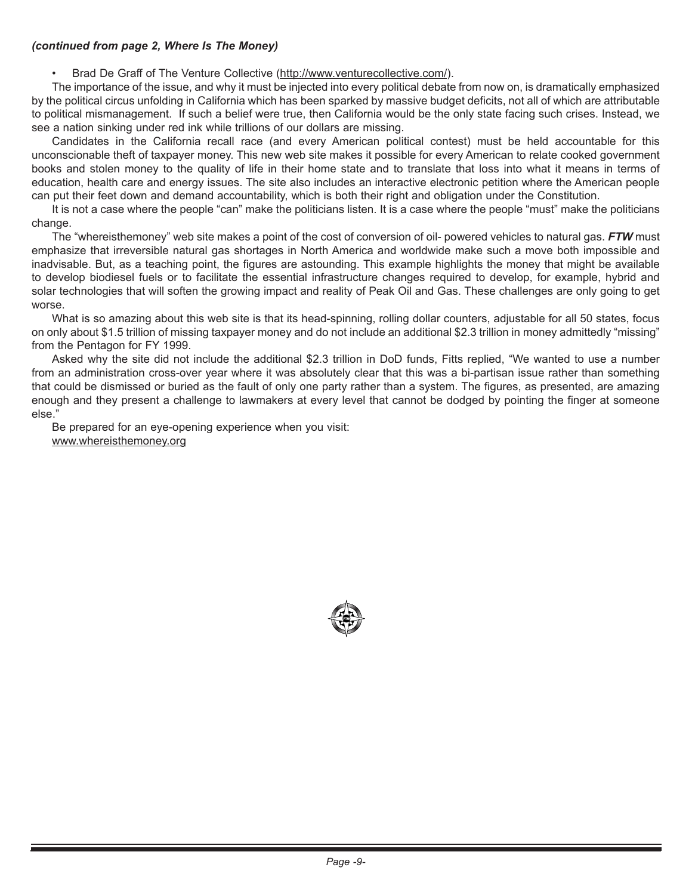***(continued from page 2, Where Is The Money)***

- Brad De Graff of The Venture Collective (http://www.venturecollective.com/).

The importance of the issue, and why it must be injected into every political debate from now on, is dramatically emphasized by the political circus unfolding in California which has been sparked by massive budget deficits, not all of which are attributable to political mismanagement. If such a belief were true, then California would be the only state facing such crises. Instead, we see a nation sinking under red ink while trillions of our dollars are missing.

Candidates in the California recall race (and every American political contest) must be held accountable for this unconscionable theft of taxpayer money. This new web site makes it possible for every American to relate cooked government books and stolen money to the quality of life in their home state and to translate that loss into what it means in terms of education, health care and energy issues. The site also includes an interactive electronic petition where the American people can put their feet down and demand accountability, which is both their right and obligation under the Constitution.

It is not a case where the people "can" make the politicians listen. It is a case where the people "must" make the politicians change.

The "whereisthemoney" web site makes a point of the cost of conversion of oil- powered vehicles to natural gas. ***FTW*** must emphasize that irreversible natural gas shortages in North America and worldwide make such a move both impossible and inadvisable. But, as a teaching point, the figures are astounding. This example highlights the money that might be available to develop biodiesel fuels or to facilitate the essential infrastructure changes required to develop, for example, hybrid and solar technologies that will soften the growing impact and reality of Peak Oil and Gas. These challenges are only going to get worse.

What is so amazing about this web site is that its head-spinning, rolling dollar counters, adjustable for all 50 states, focus on only about $1.5 trillion of missing taxpayer money and do not include an additional $2.3 trillion in money admittedly "missing" from the Pentagon for FY 1999.

Asked why the site did not include the additional $2.3 trillion in DoD funds, Fitts replied, "We wanted to use a number from an administration cross-over year where it was absolutely clear that this was a bi-partisan issue rather than something that could be dismissed or buried as the fault of only one party rather than a system. The figures, as presented, are amazing enough and they present a challenge to lawmakers at every level that cannot be dodged by pointing the finger at someone else."

Be prepared for an eye-opening experience when you visit:
www.whereisthemoney.org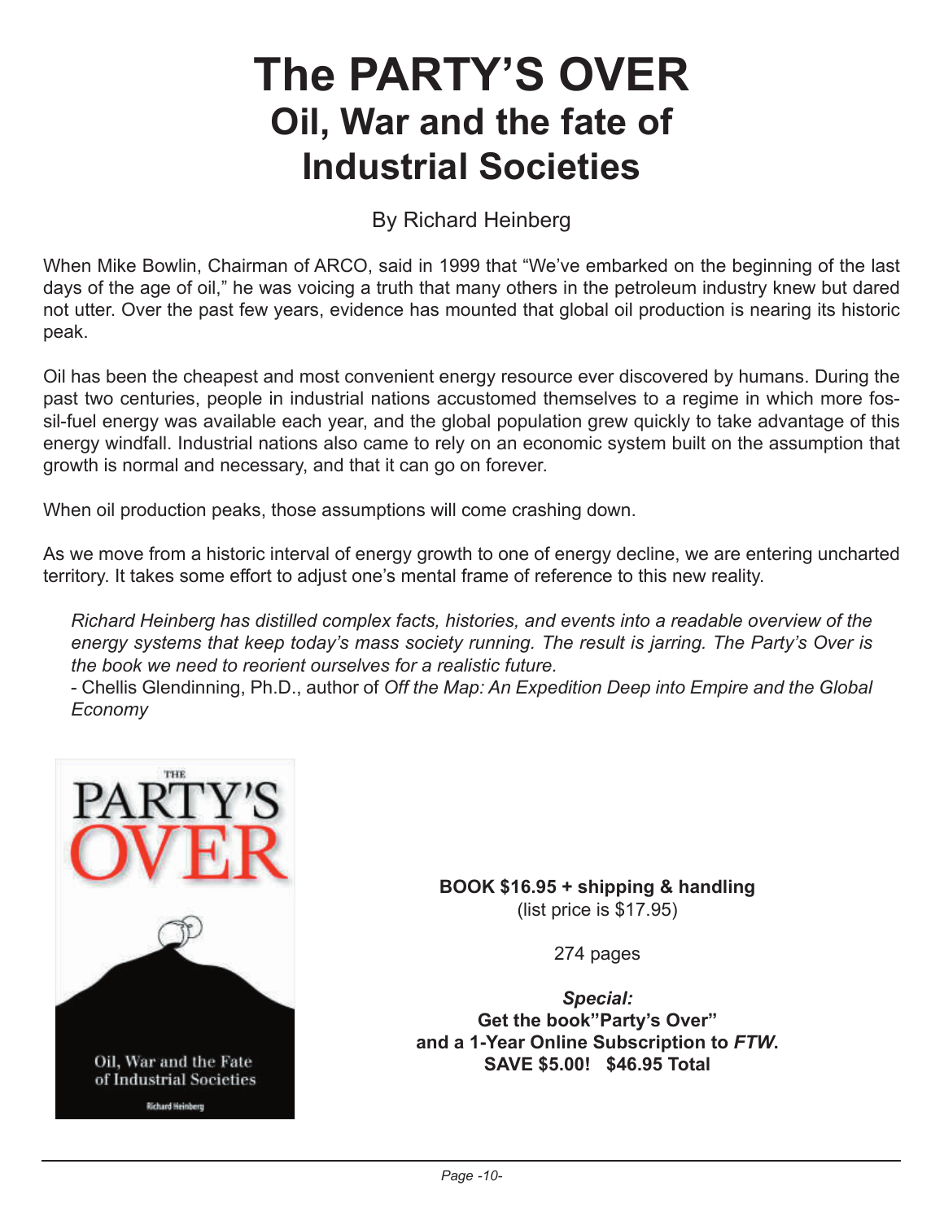# The PARTY'S OVER
## Oil, War and the fate of Industrial Societies

By Richard Heinberg

When Mike Bowlin, Chairman of ARCO, said in 1999 that "We've embarked on the beginning of the last days of the age of oil," he was voicing a truth that many others in the petroleum industry knew but dared not utter. Over the past few years, evidence has mounted that global oil production is nearing its historic peak.

Oil has been the cheapest and most convenient energy resource ever discovered by humans. During the past two centuries, people in industrial nations accustomed themselves to a regime in which more fossil-fuel energy was available each year, and the global population grew quickly to take advantage of this energy windfall. Industrial nations also came to rely on an economic system built on the assumption that growth is normal and necessary, and that it can go on forever.

When oil production peaks, those assumptions will come crashing down.

As we move from a historic interval of energy growth to one of energy decline, we are entering uncharted territory. It takes some effort to adjust one's mental frame of reference to this new reality.

*Richard Heinberg has distilled complex facts, histories, and events into a readable overview of the energy systems that keep today's mass society running. The result is jarring. The Party's Over is the book we need to reorient ourselves for a realistic future.*
- Chellis Glendinning, Ph.D., author of *Off the Map: An Expedition Deep into Empire and the Global Economy*

**BOOK $16.95 + shipping & handling**
(list price is $17.95)

274 pages

***Special:***
**Get the book"Party's Over"**
**and a 1-Year Online Subscription to *FTW*.**
**SAVE $5.00! $46.95 Total**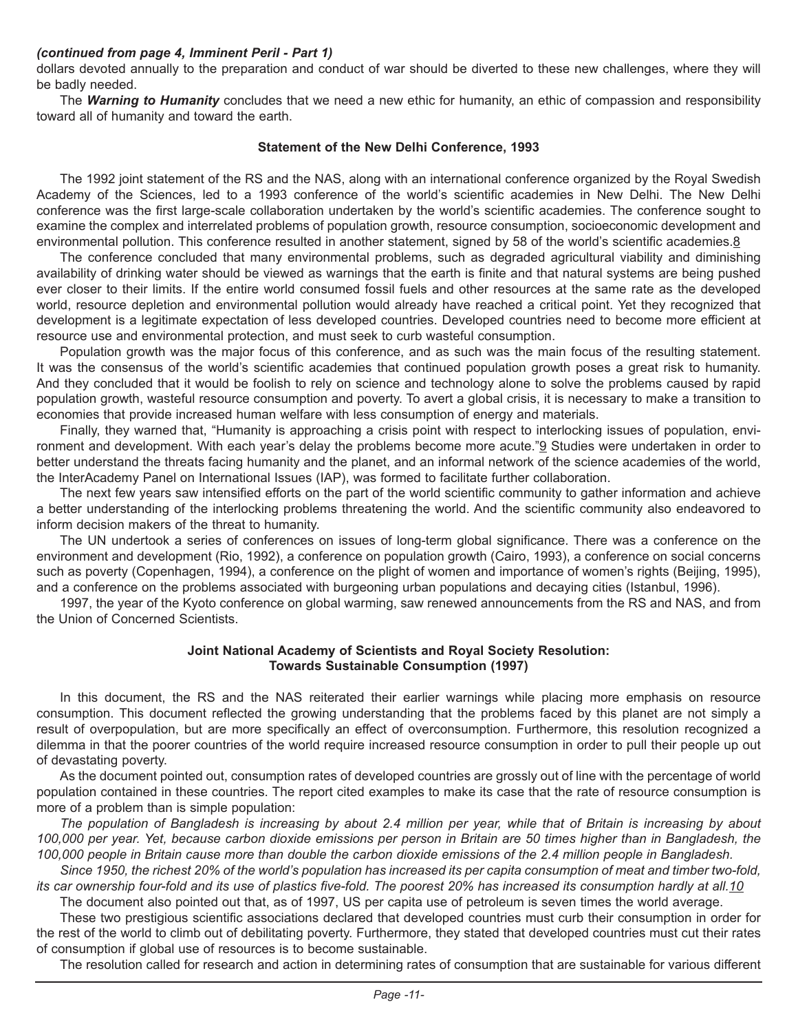*(continued from page 4, Imminent Peril - Part 1)*

dollars devoted annually to the preparation and conduct of war should be diverted to these new challenges, where they will be badly needed.

The ***Warning to Humanity*** concludes that we need a new ethic for humanity, an ethic of compassion and responsibility toward all of humanity and toward the earth.

### Statement of the New Delhi Conference, 1993

The 1992 joint statement of the RS and the NAS, along with an international conference organized by the Royal Swedish Academy of the Sciences, led to a 1993 conference of the world's scientific academies in New Delhi. The New Delhi conference was the first large-scale collaboration undertaken by the world's scientific academies. The conference sought to examine the complex and interrelated problems of population growth, resource consumption, socioeconomic development and environmental pollution. This conference resulted in another statement, signed by 58 of the world's scientific academies.[8]

The conference concluded that many environmental problems, such as degraded agricultural viability and diminishing availability of drinking water should be viewed as warnings that the earth is finite and that natural systems are being pushed ever closer to their limits. If the entire world consumed fossil fuels and other resources at the same rate as the developed world, resource depletion and environmental pollution would already have reached a critical point. Yet they recognized that development is a legitimate expectation of less developed countries. Developed countries need to become more efficient at resource use and environmental protection, and must seek to curb wasteful consumption.

Population growth was the major focus of this conference, and as such was the main focus of the resulting statement. It was the consensus of the world's scientific academies that continued population growth poses a great risk to humanity. And they concluded that it would be foolish to rely on science and technology alone to solve the problems caused by rapid population growth, wasteful resource consumption and poverty. To avert a global crisis, it is necessary to make a transition to economies that provide increased human welfare with less consumption of energy and materials.

Finally, they warned that, "Humanity is approaching a crisis point with respect to interlocking issues of population, environment and development. With each year's delay the problems become more acute."[9] Studies were undertaken in order to better understand the threats facing humanity and the planet, and an informal network of the science academies of the world, the InterAcademy Panel on International Issues (IAP), was formed to facilitate further collaboration.

The next few years saw intensified efforts on the part of the world scientific community to gather information and achieve a better understanding of the interlocking problems threatening the world. And the scientific community also endeavored to inform decision makers of the threat to humanity.

The UN undertook a series of conferences on issues of long-term global significance. There was a conference on the environment and development (Rio, 1992), a conference on population growth (Cairo, 1993), a conference on social concerns such as poverty (Copenhagen, 1994), a conference on the plight of women and importance of women's rights (Beijing, 1995), and a conference on the problems associated with burgeoning urban populations and decaying cities (Istanbul, 1996).

1997, the year of the Kyoto conference on global warming, saw renewed announcements from the RS and NAS, and from the Union of Concerned Scientists.

### Joint National Academy of Scientists and Royal Society Resolution: Towards Sustainable Consumption (1997)

In this document, the RS and the NAS reiterated their earlier warnings while placing more emphasis on resource consumption. This document reflected the growing understanding that the problems faced by this planet are not simply a result of overpopulation, but are more specifically an effect of overconsumption. Furthermore, this resolution recognized a dilemma in that the poorer countries of the world require increased resource consumption in order to pull their people up out of devastating poverty.

As the document pointed out, consumption rates of developed countries are grossly out of line with the percentage of world population contained in these countries. The report cited examples to make its case that the rate of resource consumption is more of a problem than is simple population:

*The population of Bangladesh is increasing by about 2.4 million per year, while that of Britain is increasing by about 100,000 per year. Yet, because carbon dioxide emissions per person in Britain are 50 times higher than in Bangladesh, the 100,000 people in Britain cause more than double the carbon dioxide emissions of the 2.4 million people in Bangladesh.*

*Since 1950, the richest 20% of the world's population has increased its per capita consumption of meat and timber two-fold, its car ownership four-fold and its use of plastics five-fold. The poorest 20% has increased its consumption hardly at all.*[10]

The document also pointed out that, as of 1997, US per capita use of petroleum is seven times the world average.

These two prestigious scientific associations declared that developed countries must curb their consumption in order for the rest of the world to climb out of debilitating poverty. Furthermore, they stated that developed countries must cut their rates of consumption if global use of resources is to become sustainable.

The resolution called for research and action in determining rates of consumption that are sustainable for various different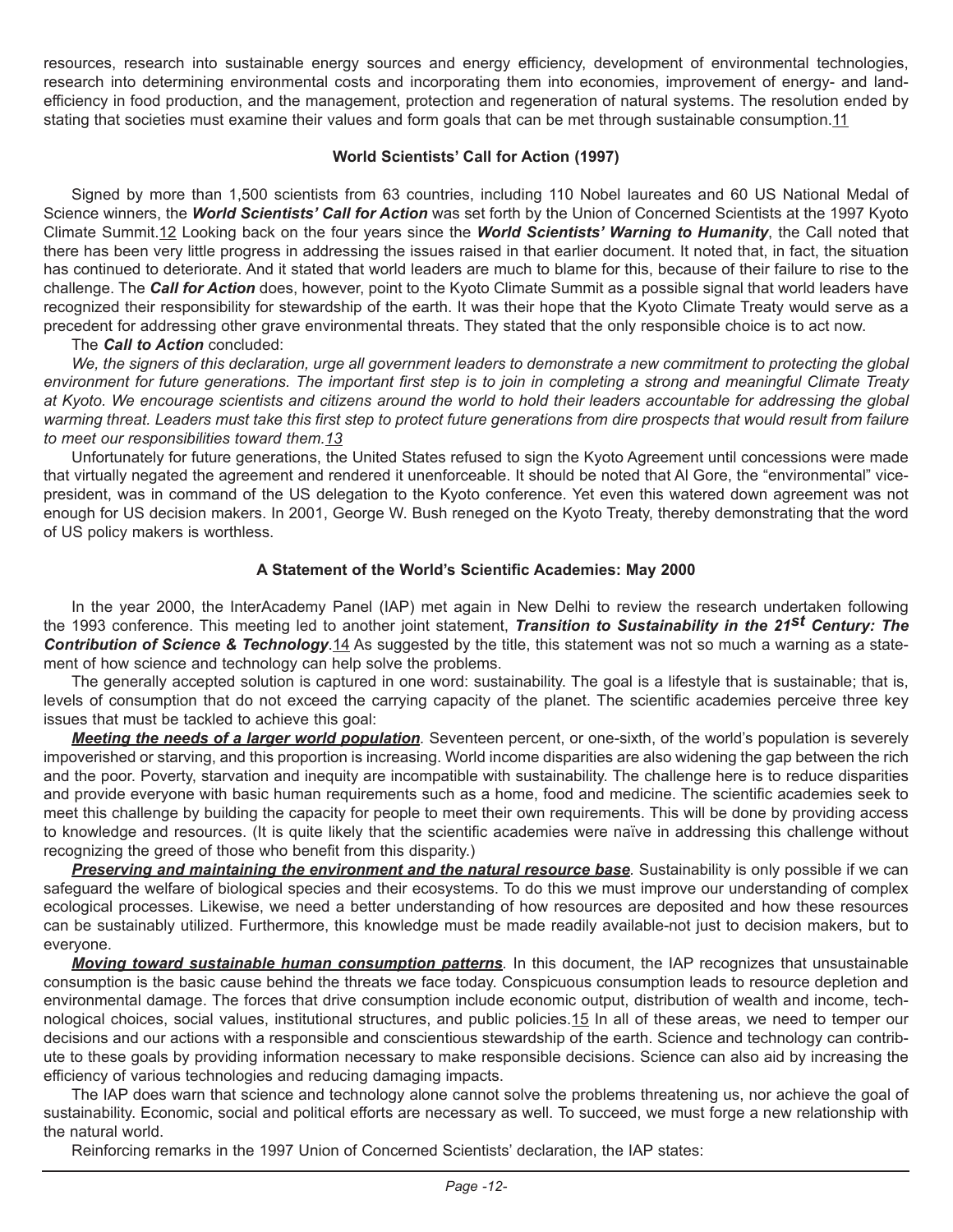resources, research into sustainable energy sources and energy efficiency, development of environmental technologies, research into determining environmental costs and incorporating them into economies, improvement of energy- and land-efficiency in food production, and the management, protection and regeneration of natural systems. The resolution ended by stating that societies must examine their values and form goals that can be met through sustainable consumption.11

### World Scientists' Call for Action (1997)

Signed by more than 1,500 scientists from 63 countries, including 110 Nobel laureates and 60 US National Medal of Science winners, the ***World Scientists' Call for Action*** was set forth by the Union of Concerned Scientists at the 1997 Kyoto Climate Summit.12 Looking back on the four years since the ***World Scientists' Warning to Humanity***, the Call noted that there has been very little progress in addressing the issues raised in that earlier document. It noted that, in fact, the situation has continued to deteriorate. And it stated that world leaders are much to blame for this, because of their failure to rise to the challenge. The ***Call for Action*** does, however, point to the Kyoto Climate Summit as a possible signal that world leaders have recognized their responsibility for stewardship of the earth. It was their hope that the Kyoto Climate Treaty would serve as a precedent for addressing other grave environmental threats. They stated that the only responsible choice is to act now.

The ***Call to Action*** concluded:

*We, the signers of this declaration, urge all government leaders to demonstrate a new commitment to protecting the global environment for future generations. The important first step is to join in completing a strong and meaningful Climate Treaty at Kyoto. We encourage scientists and citizens around the world to hold their leaders accountable for addressing the global warming threat. Leaders must take this first step to protect future generations from dire prospects that would result from failure to meet our responsibilities toward them.13*

Unfortunately for future generations, the United States refused to sign the Kyoto Agreement until concessions were made that virtually negated the agreement and rendered it unenforceable. It should be noted that Al Gore, the "environmental" vice-president, was in command of the US delegation to the Kyoto conference. Yet even this watered down agreement was not enough for US decision makers. In 2001, George W. Bush reneged on the Kyoto Treaty, thereby demonstrating that the word of US policy makers is worthless.

### A Statement of the World's Scientific Academies: May 2000

In the year 2000, the InterAcademy Panel (IAP) met again in New Delhi to review the research undertaken following the 1993 conference. This meeting led to another joint statement, ***Transition to Sustainability in the 21st Century: The Contribution of Science & Technology***.14 As suggested by the title, this statement was not so much a warning as a statement of how science and technology can help solve the problems.

The generally accepted solution is captured in one word: sustainability. The goal is a lifestyle that is sustainable; that is, levels of consumption that do not exceed the carrying capacity of the planet. The scientific academies perceive three key issues that must be tackled to achieve this goal:

***Meeting the needs of a larger world population.*** Seventeen percent, or one-sixth, of the world's population is severely impoverished or starving, and this proportion is increasing. World income disparities are also widening the gap between the rich and the poor. Poverty, starvation and inequity are incompatible with sustainability. The challenge here is to reduce disparities and provide everyone with basic human requirements such as a home, food and medicine. The scientific academies seek to meet this challenge by building the capacity for people to meet their own requirements. This will be done by providing access to knowledge and resources. (It is quite likely that the scientific academies were naïve in addressing this challenge without recognizing the greed of those who benefit from this disparity.)

***Preserving and maintaining the environment and the natural resource base.*** Sustainability is only possible if we can safeguard the welfare of biological species and their ecosystems. To do this we must improve our understanding of complex ecological processes. Likewise, we need a better understanding of how resources are deposited and how these resources can be sustainably utilized. Furthermore, this knowledge must be made readily available-not just to decision makers, but to everyone.

***Moving toward sustainable human consumption patterns.*** In this document, the IAP recognizes that unsustainable consumption is the basic cause behind the threats we face today. Conspicuous consumption leads to resource depletion and environmental damage. The forces that drive consumption include economic output, distribution of wealth and income, technological choices, social values, institutional structures, and public policies.15 In all of these areas, we need to temper our decisions and our actions with a responsible and conscientious stewardship of the earth. Science and technology can contribute to these goals by providing information necessary to make responsible decisions. Science can also aid by increasing the efficiency of various technologies and reducing damaging impacts.

The IAP does warn that science and technology alone cannot solve the problems threatening us, nor achieve the goal of sustainability. Economic, social and political efforts are necessary as well. To succeed, we must forge a new relationship with the natural world.

Reinforcing remarks in the 1997 Union of Concerned Scientists' declaration, the IAP states: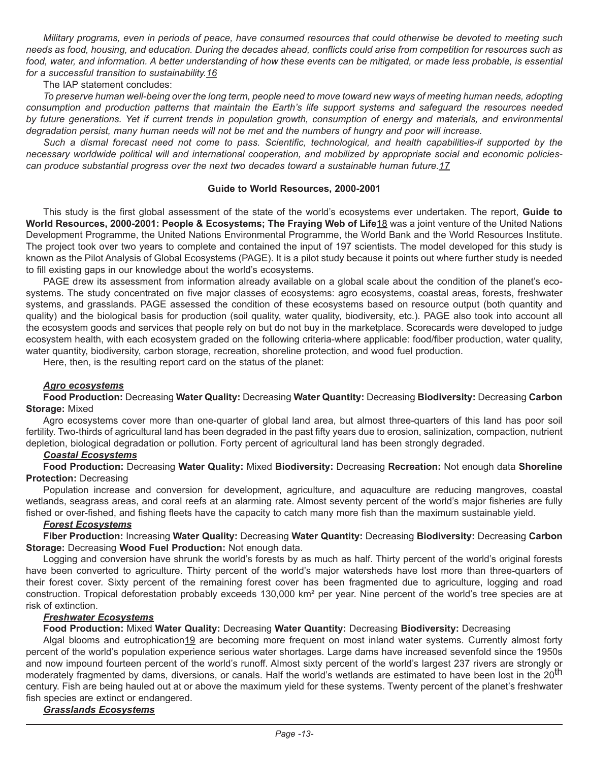*Military programs, even in periods of peace, have consumed resources that could otherwise be devoted to meeting such needs as food, housing, and education. During the decades ahead, conflicts could arise from competition for resources such as food, water, and information. A better understanding of how these events can be mitigated, or made less probable, is essential for a successful transition to sustainability.*[16]

The IAP statement concludes:

*To preserve human well-being over the long term, people need to move toward new ways of meeting human needs, adopting consumption and production patterns that maintain the Earth's life support systems and safeguard the resources needed by future generations. Yet if current trends in population growth, consumption of energy and materials, and environmental degradation persist, many human needs will not be met and the numbers of hungry and poor will increase.*

*Such a dismal forecast need not come to pass. Scientific, technological, and health capabilities-if supported by the necessary worldwide political will and international cooperation, and mobilized by appropriate social and economic policies-can produce substantial progress over the next two decades toward a sustainable human future.*[17]

### Guide to World Resources, 2000-2001

This study is the first global assessment of the state of the world's ecosystems ever undertaken. The report, **Guide to World Resources, 2000-2001: People & Ecosystems; The Fraying Web of Life**[18] was a joint venture of the United Nations Development Programme, the United Nations Environmental Programme, the World Bank and the World Resources Institute. The project took over two years to complete and contained the input of 197 scientists. The model developed for this study is known as the Pilot Analysis of Global Ecosystems (PAGE). It is a pilot study because it points out where further study is needed to fill existing gaps in our knowledge about the world's ecosystems.

PAGE drew its assessment from information already available on a global scale about the condition of the planet's ecosystems. The study concentrated on five major classes of ecosystems: agro ecosystems, coastal areas, forests, freshwater systems, and grasslands. PAGE assessed the condition of these ecosystems based on resource output (both quantity and quality) and the biological basis for production (soil quality, water quality, biodiversity, etc.). PAGE also took into account all the ecosystem goods and services that people rely on but do not buy in the marketplace. Scorecards were developed to judge ecosystem health, with each ecosystem graded on the following criteria-where applicable: food/fiber production, water quality, water quantity, biodiversity, carbon storage, recreation, shoreline protection, and wood fuel production.

Here, then, is the resulting report card on the status of the planet:

***Agro ecosystems***

**Food Production:** Decreasing **Water Quality:** Decreasing **Water Quantity:** Decreasing **Biodiversity:** Decreasing **Carbon Storage:** Mixed

Agro ecosystems cover more than one-quarter of global land area, but almost three-quarters of this land has poor soil fertility. Two-thirds of agricultural land has been degraded in the past fifty years due to erosion, salinization, compaction, nutrient depletion, biological degradation or pollution. Forty percent of agricultural land has been strongly degraded.

***Coastal Ecosystems***

**Food Production:** Decreasing **Water Quality:** Mixed **Biodiversity:** Decreasing **Recreation:** Not enough data **Shoreline Protection:** Decreasing

Population increase and conversion for development, agriculture, and aquaculture are reducing mangroves, coastal wetlands, seagrass areas, and coral reefs at an alarming rate. Almost seventy percent of the world's major fisheries are fully fished or over-fished, and fishing fleets have the capacity to catch many more fish than the maximum sustainable yield.

***Forest Ecosystems***

**Fiber Production:** Increasing **Water Quality:** Decreasing **Water Quantity:** Decreasing **Biodiversity:** Decreasing **Carbon Storage:** Decreasing **Wood Fuel Production:** Not enough data.

Logging and conversion have shrunk the world's forests by as much as half. Thirty percent of the world's original forests have been converted to agriculture. Thirty percent of the world's major watersheds have lost more than three-quarters of their forest cover. Sixty percent of the remaining forest cover has been fragmented due to agriculture, logging and road construction. Tropical deforestation probably exceeds 130,000 km² per year. Nine percent of the world's tree species are at risk of extinction.

***Freshwater Ecosystems***

**Food Production:** Mixed **Water Quality:** Decreasing **Water Quantity:** Decreasing **Biodiversity:** Decreasing

Algal blooms and eutrophication[19] are becoming more frequent on most inland water systems. Currently almost forty percent of the world's population experience serious water shortages. Large dams have increased sevenfold since the 1950s and now impound fourteen percent of the world's runoff. Almost sixty percent of the world's largest 237 rivers are strongly or moderately fragmented by dams, diversions, or canals. Half the world's wetlands are estimated to have been lost in the 20th century. Fish are being hauled out at or above the maximum yield for these systems. Twenty percent of the planet's freshwater fish species are extinct or endangered.

***Grasslands Ecosystems***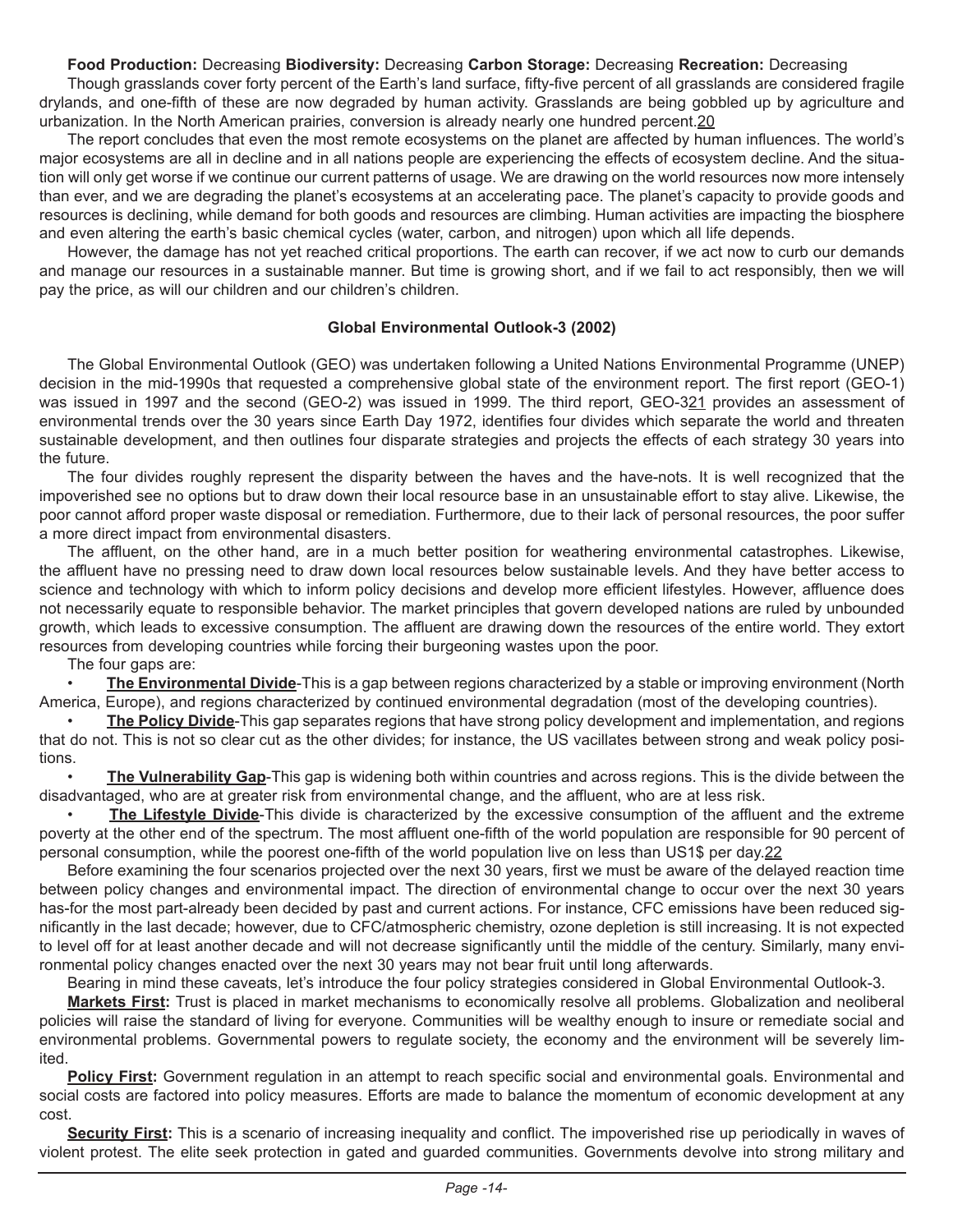**Food Production:** Decreasing **Biodiversity:** Decreasing **Carbon Storage:** Decreasing **Recreation:** Decreasing

Though grasslands cover forty percent of the Earth's land surface, fifty-five percent of all grasslands are considered fragile drylands, and one-fifth of these are now degraded by human activity. Grasslands are being gobbled up by agriculture and urbanization. In the North American prairies, conversion is already nearly one hundred percent.[20]

The report concludes that even the most remote ecosystems on the planet are affected by human influences. The world's major ecosystems are all in decline and in all nations people are experiencing the effects of ecosystem decline. And the situation will only get worse if we continue our current patterns of usage. We are drawing on the world resources now more intensely than ever, and we are degrading the planet's ecosystems at an accelerating pace. The planet's capacity to provide goods and resources is declining, while demand for both goods and resources are climbing. Human activities are impacting the biosphere and even altering the earth's basic chemical cycles (water, carbon, and nitrogen) upon which all life depends.

However, the damage has not yet reached critical proportions. The earth can recover, if we act now to curb our demands and manage our resources in a sustainable manner. But time is growing short, and if we fail to act responsibly, then we will pay the price, as will our children and our children's children.

### Global Environmental Outlook-3 (2002)

The Global Environmental Outlook (GEO) was undertaken following a United Nations Environmental Programme (UNEP) decision in the mid-1990s that requested a comprehensive global state of the environment report. The first report (GEO-1) was issued in 1997 and the second (GEO-2) was issued in 1999. The third report, GEO-3[21] provides an assessment of environmental trends over the 30 years since Earth Day 1972, identifies four divides which separate the world and threaten sustainable development, and then outlines four disparate strategies and projects the effects of each strategy 30 years into the future.

The four divides roughly represent the disparity between the haves and the have-nots. It is well recognized that the impoverished see no options but to draw down their local resource base in an unsustainable effort to stay alive. Likewise, the poor cannot afford proper waste disposal or remediation. Furthermore, due to their lack of personal resources, the poor suffer a more direct impact from environmental disasters.

The affluent, on the other hand, are in a much better position for weathering environmental catastrophes. Likewise, the affluent have no pressing need to draw down local resources below sustainable levels. And they have better access to science and technology with which to inform policy decisions and develop more efficient lifestyles. However, affluence does not necessarily equate to responsible behavior. The market principles that govern developed nations are ruled by unbounded growth, which leads to excessive consumption. The affluent are drawing down the resources of the entire world. They extort resources from developing countries while forcing their burgeoning wastes upon the poor.

The four gaps are:

- **The Environmental Divide**-This is a gap between regions characterized by a stable or improving environment (North America, Europe), and regions characterized by continued environmental degradation (most of the developing countries).
- **The Policy Divide**-This gap separates regions that have strong policy development and implementation, and regions that do not. This is not so clear cut as the other divides; for instance, the US vacillates between strong and weak policy positions.
- **The Vulnerability Gap**-This gap is widening both within countries and across regions. This is the divide between the disadvantaged, who are at greater risk from environmental change, and the affluent, who are at less risk.
- **The Lifestyle Divide**-This divide is characterized by the excessive consumption of the affluent and the extreme poverty at the other end of the spectrum. The most affluent one-fifth of the world population are responsible for 90 percent of personal consumption, while the poorest one-fifth of the world population live on less than US1$ per day.[22]

Before examining the four scenarios projected over the next 30 years, first we must be aware of the delayed reaction time between policy changes and environmental impact. The direction of environmental change to occur over the next 30 years has-for the most part-already been decided by past and current actions. For instance, CFC emissions have been reduced significantly in the last decade; however, due to CFC/atmospheric chemistry, ozone depletion is still increasing. It is not expected to level off for at least another decade and will not decrease significantly until the middle of the century. Similarly, many environmental policy changes enacted over the next 30 years may not bear fruit until long afterwards.

Bearing in mind these caveats, let's introduce the four policy strategies considered in Global Environmental Outlook-3.

**Markets First:** Trust is placed in market mechanisms to economically resolve all problems. Globalization and neoliberal policies will raise the standard of living for everyone. Communities will be wealthy enough to insure or remediate social and environmental problems. Governmental powers to regulate society, the economy and the environment will be severely limited.

**Policy First:** Government regulation in an attempt to reach specific social and environmental goals. Environmental and social costs are factored into policy measures. Efforts are made to balance the momentum of economic development at any cost.

**Security First:** This is a scenario of increasing inequality and conflict. The impoverished rise up periodically in waves of violent protest. The elite seek protection in gated and guarded communities. Governments devolve into strong military and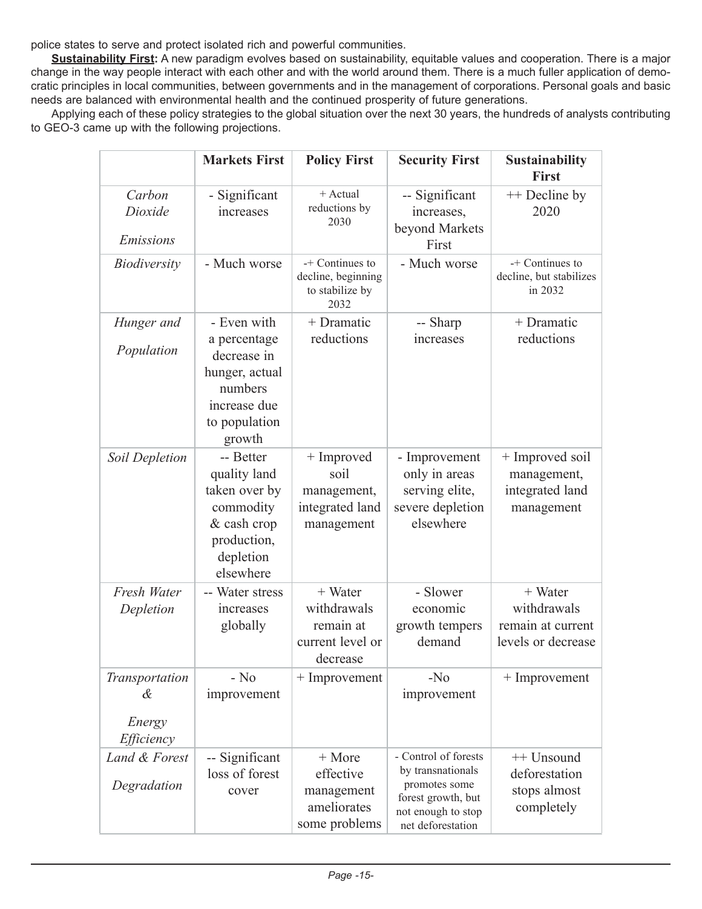police states to serve and protect isolated rich and powerful communities.

**Sustainability First:** A new paradigm evolves based on sustainability, equitable values and cooperation. There is a major change in the way people interact with each other and with the world around them. There is a much fuller application of democratic principles in local communities, between governments and in the management of corporations. Personal goals and basic needs are balanced with environmental health and the continued prosperity of future generations.

Applying each of these policy strategies to the global situation over the next 30 years, the hundreds of analysts contributing to GEO-3 came up with the following projections.

| | **Markets First** | **Policy First** | **Security First** | **Sustainability First** |
|---|---|---|---|---|
| *Carbon Dioxide Emissions* | - Significant increases | + Actual reductions by 2030 | -- Significant increases, beyond Markets First | ++ Decline by 2020 |
| *Biodiversity* | - Much worse | -+ Continues to decline, beginning to stabilize by 2032 | - Much worse | -+ Continues to decline, but stabilizes in 2032 |
| *Hunger and Population* | - Even with a percentage decrease in hunger, actual numbers increase due to population growth | + Dramatic reductions | -- Sharp increases | + Dramatic reductions |
| *Soil Depletion* | -- Better quality land taken over by commodity & cash crop production, depletion elsewhere | + Improved soil management, integrated land management | - Improvement only in areas serving elite, severe depletion elsewhere | + Improved soil management, integrated land management |
| *Fresh Water Depletion* | -- Water stress increases globally | + Water withdrawals remain at current level or decrease | - Slower economic growth tempers demand | + Water withdrawals remain at current levels or decrease |
| *Transportation & Energy Efficiency* | - No improvement | + Improvement | -No improvement | + Improvement |
| *Land & Forest Degradation* | -- Significant loss of forest cover | + More effective management ameliorates some problems | - Control of forests by transnationals promotes some forest growth, but not enough to stop net deforestation | ++ Unsound deforestation stops almost completely |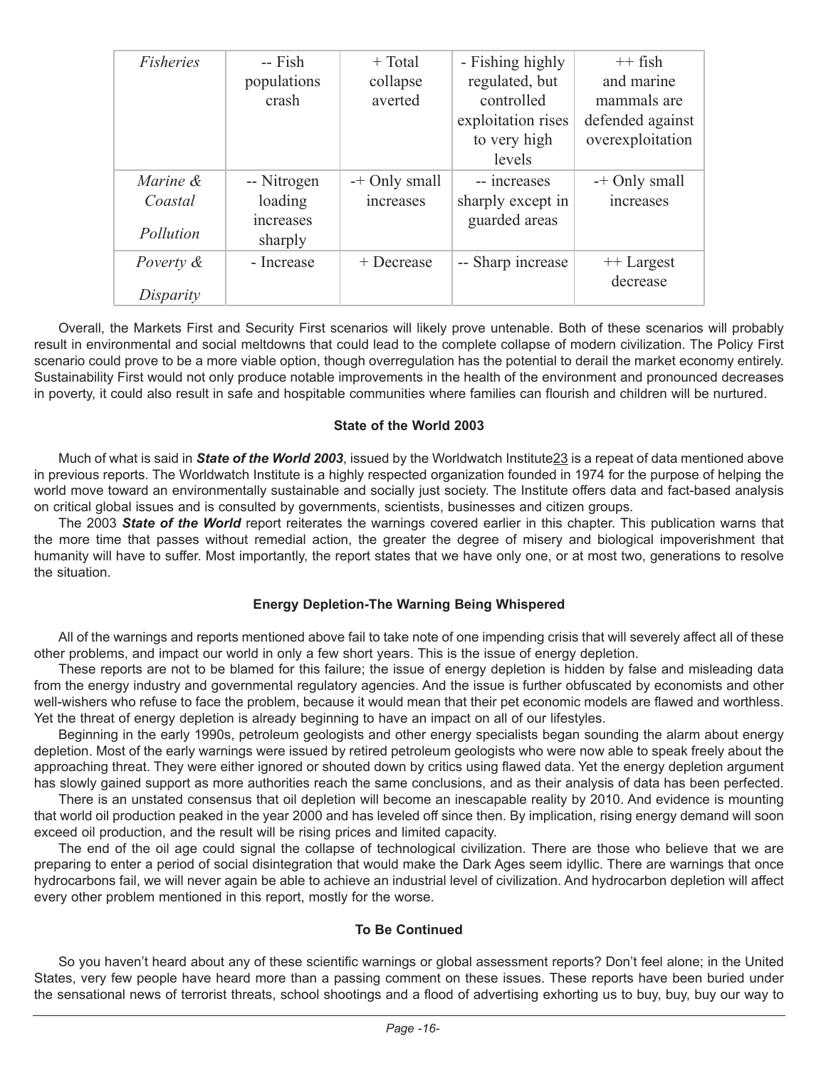| *Fisheries* | -- Fish populations crash | + Total collapse averted | - Fishing highly regulated, but controlled exploitation rises to very high levels | ++ fish and marine mammals are defended against overexploitation |
|---|---|---|---|---|
| *Marine & Coastal Pollution* | -- Nitrogen loading increases sharply | -+ Only small increases | -- increases sharply except in guarded areas | -+ Only small increases |
| *Poverty & Disparity* | - Increase | + Decrease | -- Sharp increase | ++ Largest decrease |

Overall, the Markets First and Security First scenarios will likely prove untenable. Both of these scenarios will probably result in environmental and social meltdowns that could lead to the complete collapse of modern civilization. The Policy First scenario could prove to be a more viable option, though overregulation has the potential to derail the market economy entirely. Sustainability First would not only produce notable improvements in the health of the environment and pronounced decreases in poverty, it could also result in safe and hospitable communities where families can flourish and children will be nurtured.

#### State of the World 2003

Much of what is said in ***State of the World 2003***, issued by the Worldwatch Institute23 is a repeat of data mentioned above in previous reports. The Worldwatch Institute is a highly respected organization founded in 1974 for the purpose of helping the world move toward an environmentally sustainable and socially just society. The Institute offers data and fact-based analysis on critical global issues and is consulted by governments, scientists, businesses and citizen groups.

The 2003 ***State of the World*** report reiterates the warnings covered earlier in this chapter. This publication warns that the more time that passes without remedial action, the greater the degree of misery and biological impoverishment that humanity will have to suffer. Most importantly, the report states that we have only one, or at most two, generations to resolve the situation.

#### Energy Depletion-The Warning Being Whispered

All of the warnings and reports mentioned above fail to take note of one impending crisis that will severely affect all of these other problems, and impact our world in only a few short years. This is the issue of energy depletion.

These reports are not to be blamed for this failure; the issue of energy depletion is hidden by false and misleading data from the energy industry and governmental regulatory agencies. And the issue is further obfuscated by economists and other well-wishers who refuse to face the problem, because it would mean that their pet economic models are flawed and worthless. Yet the threat of energy depletion is already beginning to have an impact on all of our lifestyles.

Beginning in the early 1990s, petroleum geologists and other energy specialists began sounding the alarm about energy depletion. Most of the early warnings were issued by retired petroleum geologists who were now able to speak freely about the approaching threat. They were either ignored or shouted down by critics using flawed data. Yet the energy depletion argument has slowly gained support as more authorities reach the same conclusions, and as their analysis of data has been perfected.

There is an unstated consensus that oil depletion will become an inescapable reality by 2010. And evidence is mounting that world oil production peaked in the year 2000 and has leveled off since then. By implication, rising energy demand will soon exceed oil production, and the result will be rising prices and limited capacity.

The end of the oil age could signal the collapse of technological civilization. There are those who believe that we are preparing to enter a period of social disintegration that would make the Dark Ages seem idyllic. There are warnings that once hydrocarbons fail, we will never again be able to achieve an industrial level of civilization. And hydrocarbon depletion will affect every other problem mentioned in this report, mostly for the worse.

#### To Be Continued

So you haven't heard about any of these scientific warnings or global assessment reports? Don't feel alone; in the United States, very few people have heard more than a passing comment on these issues. These reports have been buried under the sensational news of terrorist threats, school shootings and a flood of advertising exhorting us to buy, buy, buy our way to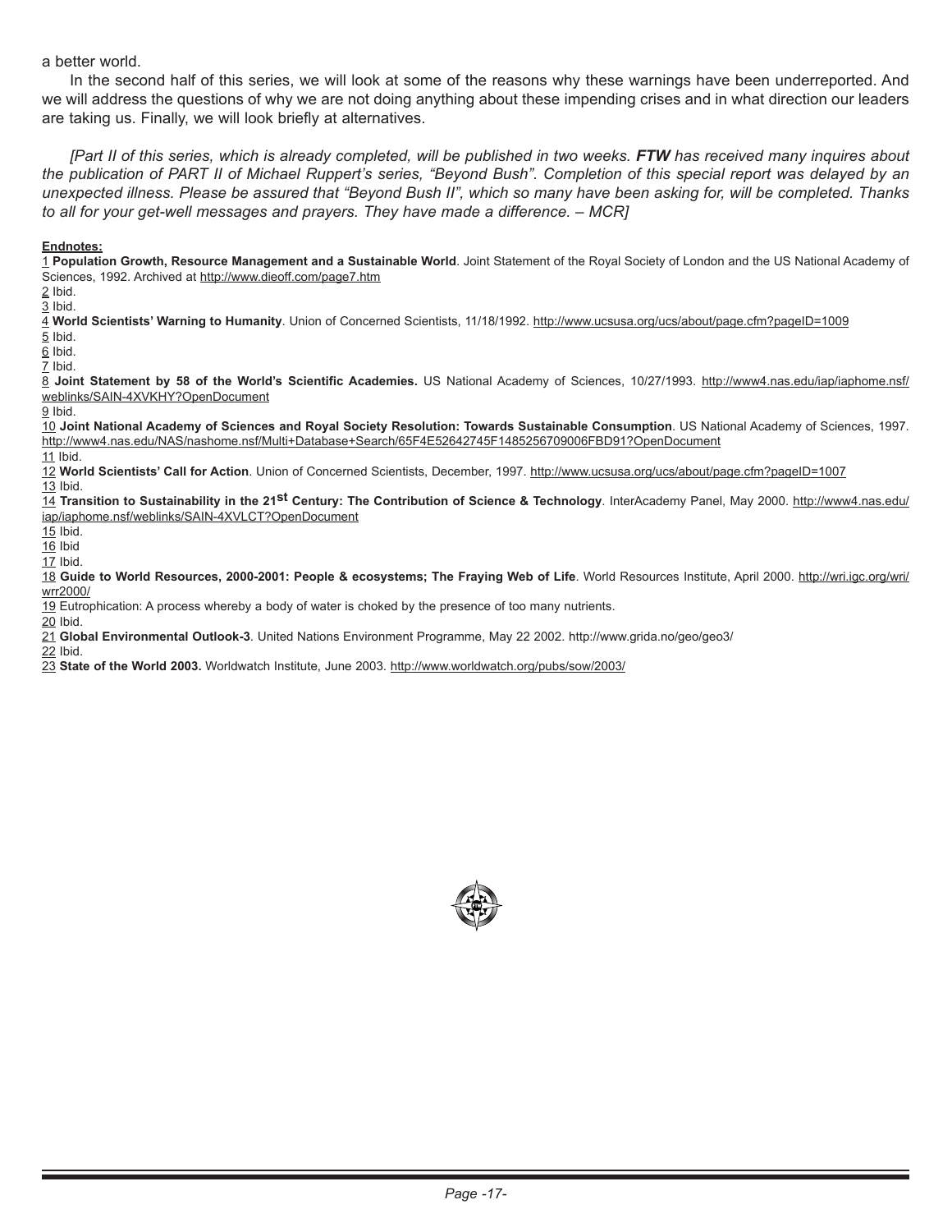a better world.

In the second half of this series, we will look at some of the reasons why these warnings have been underreported. And we will address the questions of why we are not doing anything about these impending crises and in what direction our leaders are taking us. Finally, we will look briefly at alternatives.

*[Part II of this series, which is already completed, will be published in two weeks. **FTW** has received many inquires about the publication of PART II of Michael Ruppert's series, "Beyond Bush". Completion of this special report was delayed by an unexpected illness. Please be assured that "Beyond Bush II", which so many have been asking for, will be completed. Thanks to all for your get-well messages and prayers. They have made a difference. – MCR]*

**Endnotes:**

1 **Population Growth, Resource Management and a Sustainable World**. Joint Statement of the Royal Society of London and the US National Academy of Sciences, 1992. Archived at http://www.dieoff.com/page7.htm

2 Ibid.

3 Ibid.

4 **World Scientists' Warning to Humanity**. Union of Concerned Scientists, 11/18/1992. http://www.ucsusa.org/ucs/about/page.cfm?pageID=1009

5 Ibid.

6 Ibid.

7 Ibid.

8 **Joint Statement by 58 of the World's Scientific Academies.** US National Academy of Sciences, 10/27/1993. http://www4.nas.edu/iap/iaphome.nsf/weblinks/SAIN-4XVKHY?OpenDocument

9 Ibid.

10 **Joint National Academy of Sciences and Royal Society Resolution: Towards Sustainable Consumption**. US National Academy of Sciences, 1997. http://www4.nas.edu/NAS/nashome.nsf/Multi+Database+Search/65F4E52642745F1485256709006FBD91?OpenDocument

11 Ibid.

12 **World Scientists' Call for Action**. Union of Concerned Scientists, December, 1997. http://www.ucsusa.org/ucs/about/page.cfm?pageID=1007

13 Ibid.

14 **Transition to Sustainability in the 21st Century: The Contribution of Science & Technology**. InterAcademy Panel, May 2000. http://www4.nas.edu/iap/iaphome.nsf/weblinks/SAIN-4XVLCT?OpenDocument

15 Ibid.

16 Ibid

17 Ibid.

18 **Guide to World Resources, 2000-2001: People & ecosystems; The Fraying Web of Life**. World Resources Institute, April 2000. http://wri.igc.org/wri/wrr2000/

19 Eutrophication: A process whereby a body of water is choked by the presence of too many nutrients.

20 Ibid.

21 **Global Environmental Outlook-3**. United Nations Environment Programme, May 22 2002. http://www.grida.no/geo/geo3/

22 Ibid.

23 **State of the World 2003.** Worldwatch Institute, June 2003. http://www.worldwatch.org/pubs/sow/2003/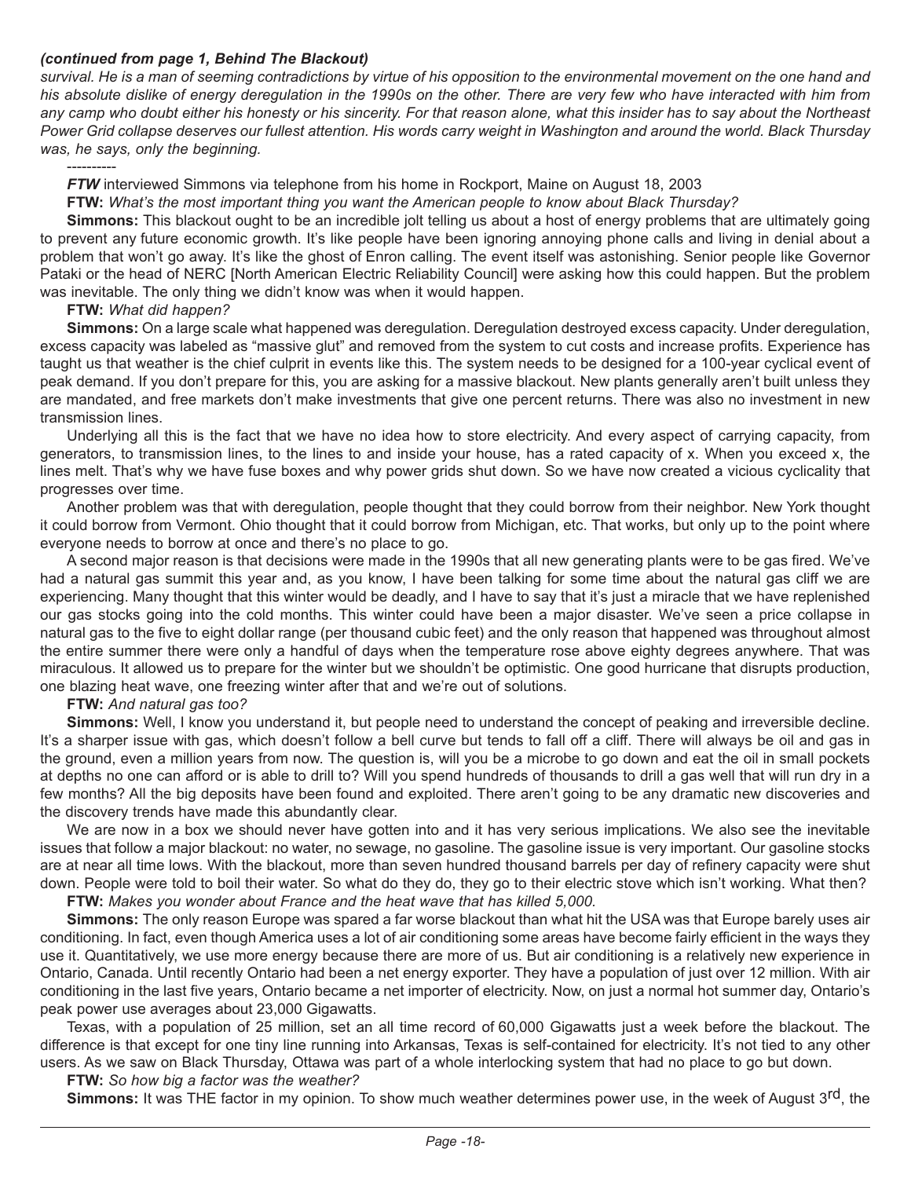***(continued from page 1, Behind The Blackout)***

*survival. He is a man of seeming contradictions by virtue of his opposition to the environmental movement on the one hand and his absolute dislike of energy deregulation in the 1990s on the other. There are very few who have interacted with him from any camp who doubt either his honesty or his sincerity. For that reason alone, what this insider has to say about the Northeast Power Grid collapse deserves our fullest attention. His words carry weight in Washington and around the world. Black Thursday was, he says, only the beginning.*

----------

***FTW*** interviewed Simmons via telephone from his home in Rockport, Maine on August 18, 2003

**FTW:** *What's the most important thing you want the American people to know about Black Thursday?*

**Simmons:** This blackout ought to be an incredible jolt telling us about a host of energy problems that are ultimately going to prevent any future economic growth. It's like people have been ignoring annoying phone calls and living in denial about a problem that won't go away. It's like the ghost of Enron calling. The event itself was astonishing. Senior people like Governor Pataki or the head of NERC [North American Electric Reliability Council] were asking how this could happen. But the problem was inevitable. The only thing we didn't know was when it would happen.

**FTW:** *What did happen?*

**Simmons:** On a large scale what happened was deregulation. Deregulation destroyed excess capacity. Under deregulation, excess capacity was labeled as "massive glut" and removed from the system to cut costs and increase profits. Experience has taught us that weather is the chief culprit in events like this. The system needs to be designed for a 100-year cyclical event of peak demand. If you don't prepare for this, you are asking for a massive blackout. New plants generally aren't built unless they are mandated, and free markets don't make investments that give one percent returns. There was also no investment in new transmission lines.

Underlying all this is the fact that we have no idea how to store electricity. And every aspect of carrying capacity, from generators, to transmission lines, to the lines to and inside your house, has a rated capacity of x. When you exceed x, the lines melt. That's why we have fuse boxes and why power grids shut down. So we have now created a vicious cyclicality that progresses over time.

Another problem was that with deregulation, people thought that they could borrow from their neighbor. New York thought it could borrow from Vermont. Ohio thought that it could borrow from Michigan, etc. That works, but only up to the point where everyone needs to borrow at once and there's no place to go.

A second major reason is that decisions were made in the 1990s that all new generating plants were to be gas fired. We've had a natural gas summit this year and, as you know, I have been talking for some time about the natural gas cliff we are experiencing. Many thought that this winter would be deadly, and I have to say that it's just a miracle that we have replenished our gas stocks going into the cold months. This winter could have been a major disaster. We've seen a price collapse in natural gas to the five to eight dollar range (per thousand cubic feet) and the only reason that happened was throughout almost the entire summer there were only a handful of days when the temperature rose above eighty degrees anywhere. That was miraculous. It allowed us to prepare for the winter but we shouldn't be optimistic. One good hurricane that disrupts production, one blazing heat wave, one freezing winter after that and we're out of solutions.

**FTW:** *And natural gas too?*

**Simmons:** Well, I know you understand it, but people need to understand the concept of peaking and irreversible decline. It's a sharper issue with gas, which doesn't follow a bell curve but tends to fall off a cliff. There will always be oil and gas in the ground, even a million years from now. The question is, will you be a microbe to go down and eat the oil in small pockets at depths no one can afford or is able to drill to? Will you spend hundreds of thousands to drill a gas well that will run dry in a few months? All the big deposits have been found and exploited. There aren't going to be any dramatic new discoveries and the discovery trends have made this abundantly clear.

We are now in a box we should never have gotten into and it has very serious implications. We also see the inevitable issues that follow a major blackout: no water, no sewage, no gasoline. The gasoline issue is very important. Our gasoline stocks are at near all time lows. With the blackout, more than seven hundred thousand barrels per day of refinery capacity were shut down. People were told to boil their water. So what do they do, they go to their electric stove which isn't working. What then?

**FTW:** *Makes you wonder about France and the heat wave that has killed 5,000.*

**Simmons:** The only reason Europe was spared a far worse blackout than what hit the USA was that Europe barely uses air conditioning. In fact, even though America uses a lot of air conditioning some areas have become fairly efficient in the ways they use it. Quantitatively, we use more energy because there are more of us. But air conditioning is a relatively new experience in Ontario, Canada. Until recently Ontario had been a net energy exporter. They have a population of just over 12 million. With air conditioning in the last five years, Ontario became a net importer of electricity. Now, on just a normal hot summer day, Ontario's peak power use averages about 23,000 Gigawatts.

Texas, with a population of 25 million, set an all time record of 60,000 Gigawatts just a week before the blackout. The difference is that except for one tiny line running into Arkansas, Texas is self-contained for electricity. It's not tied to any other users. As we saw on Black Thursday, Ottawa was part of a whole interlocking system that had no place to go but down.

**FTW:** *So how big a factor was the weather?*

**Simmons:** It was THE factor in my opinion. To show much weather determines power use, in the week of August 3rd, the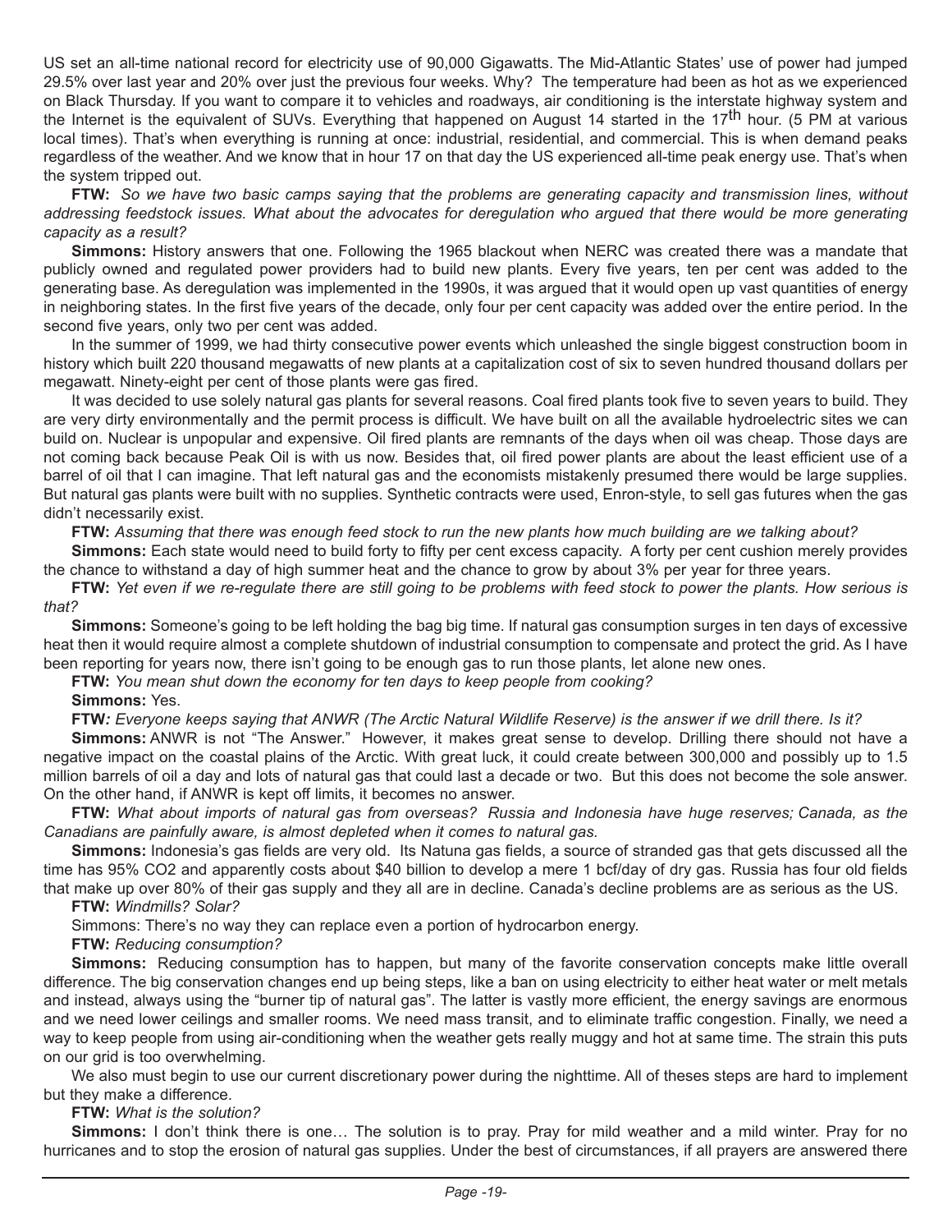US set an all-time national record for electricity use of 90,000 Gigawatts. The Mid-Atlantic States' use of power had jumped 29.5% over last year and 20% over just the previous four weeks. Why? The temperature had been as hot as we experienced on Black Thursday. If you want to compare it to vehicles and roadways, air conditioning is the interstate highway system and the Internet is the equivalent of SUVs. Everything that happened on August 14 started in the 17$^{th}$ hour. (5 PM at various local times). That's when everything is running at once: industrial, residential, and commercial. This is when demand peaks regardless of the weather. And we know that in hour 17 on that day the US experienced all-time peak energy use. That's when the system tripped out.

**FTW:** *So we have two basic camps saying that the problems are generating capacity and transmission lines, without addressing feedstock issues. What about the advocates for deregulation who argued that there would be more generating capacity as a result?*

**Simmons:** History answers that one. Following the 1965 blackout when NERC was created there was a mandate that publicly owned and regulated power providers had to build new plants. Every five years, ten per cent was added to the generating base. As deregulation was implemented in the 1990s, it was argued that it would open up vast quantities of energy in neighboring states. In the first five years of the decade, only four per cent capacity was added over the entire period. In the second five years, only two per cent was added.

In the summer of 1999, we had thirty consecutive power events which unleashed the single biggest construction boom in history which built 220 thousand megawatts of new plants at a capitalization cost of six to seven hundred thousand dollars per megawatt. Ninety-eight per cent of those plants were gas fired.

It was decided to use solely natural gas plants for several reasons. Coal fired plants took five to seven years to build. They are very dirty environmentally and the permit process is difficult. We have built on all the available hydroelectric sites we can build on. Nuclear is unpopular and expensive. Oil fired plants are remnants of the days when oil was cheap. Those days are not coming back because Peak Oil is with us now. Besides that, oil fired power plants are about the least efficient use of a barrel of oil that I can imagine. That left natural gas and the economists mistakenly presumed there would be large supplies. But natural gas plants were built with no supplies. Synthetic contracts were used, Enron-style, to sell gas futures when the gas didn't necessarily exist.

**FTW:** *Assuming that there was enough feed stock to run the new plants how much building are we talking about?*

**Simmons:** Each state would need to build forty to fifty per cent excess capacity. A forty per cent cushion merely provides the chance to withstand a day of high summer heat and the chance to grow by about 3% per year for three years.

**FTW:** *Yet even if we re-regulate there are still going to be problems with feed stock to power the plants. How serious is that?*

**Simmons:** Someone's going to be left holding the bag big time. If natural gas consumption surges in ten days of excessive heat then it would require almost a complete shutdown of industrial consumption to compensate and protect the grid. As I have been reporting for years now, there isn't going to be enough gas to run those plants, let alone new ones.

**FTW:** *You mean shut down the economy for ten days to keep people from cooking?*

**Simmons:** Yes.

**FTW***: Everyone keeps saying that ANWR (The Arctic Natural Wildlife Reserve) is the answer if we drill there. Is it?*

**Simmons:** ANWR is not "The Answer." However, it makes great sense to develop. Drilling there should not have a negative impact on the coastal plains of the Arctic. With great luck, it could create between 300,000 and possibly up to 1.5 million barrels of oil a day and lots of natural gas that could last a decade or two. But this does not become the sole answer. On the other hand, if ANWR is kept off limits, it becomes no answer.

**FTW:** *What about imports of natural gas from overseas? Russia and Indonesia have huge reserves; Canada, as the Canadians are painfully aware, is almost depleted when it comes to natural gas.*

**Simmons:** Indonesia's gas fields are very old. Its Natuna gas fields, a source of stranded gas that gets discussed all the time has 95% $CO_2$ and apparently costs about \$40 billion to develop a mere 1 bcf/day of dry gas. Russia has four old fields that make up over 80% of their gas supply and they all are in decline. Canada's decline problems are as serious as the US.

**FTW:** *Windmills? Solar?*

Simmons: There's no way they can replace even a portion of hydrocarbon energy.

**FTW:** *Reducing consumption?*

**Simmons:** Reducing consumption has to happen, but many of the favorite conservation concepts make little overall difference. The big conservation changes end up being steps, like a ban on using electricity to either heat water or melt metals and instead, always using the "burner tip of natural gas". The latter is vastly more efficient, the energy savings are enormous and we need lower ceilings and smaller rooms. We need mass transit, and to eliminate traffic congestion. Finally, we need a way to keep people from using air-conditioning when the weather gets really muggy and hot at same time. The strain this puts on our grid is too overwhelming.

We also must begin to use our current discretionary power during the nighttime. All of theses steps are hard to implement but they make a difference.

**FTW:** *What is the solution?*

**Simmons:** I don't think there is one… The solution is to pray. Pray for mild weather and a mild winter. Pray for no hurricanes and to stop the erosion of natural gas supplies. Under the best of circumstances, if all prayers are answered there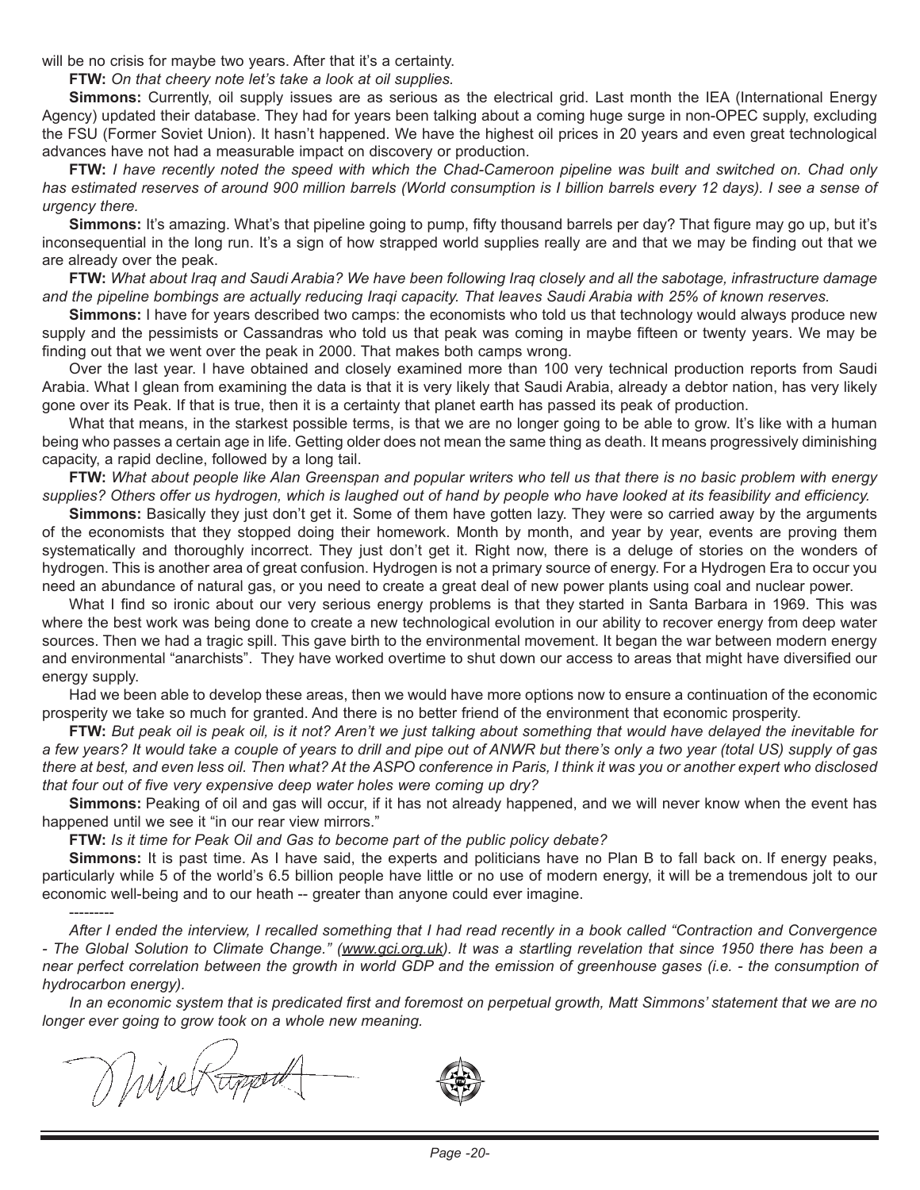will be no crisis for maybe two years. After that it's a certainty.

**FTW:** *On that cheery note let's take a look at oil supplies.*

**Simmons:** Currently, oil supply issues are as serious as the electrical grid. Last month the IEA (International Energy Agency) updated their database. They had for years been talking about a coming huge surge in non-OPEC supply, excluding the FSU (Former Soviet Union). It hasn't happened. We have the highest oil prices in 20 years and even great technological advances have not had a measurable impact on discovery or production.

**FTW:** *I have recently noted the speed with which the Chad-Cameroon pipeline was built and switched on. Chad only has estimated reserves of around 900 million barrels (World consumption is I billion barrels every 12 days). I see a sense of urgency there.*

**Simmons:** It's amazing. What's that pipeline going to pump, fifty thousand barrels per day? That figure may go up, but it's inconsequential in the long run. It's a sign of how strapped world supplies really are and that we may be finding out that we are already over the peak.

**FTW:** *What about Iraq and Saudi Arabia? We have been following Iraq closely and all the sabotage, infrastructure damage and the pipeline bombings are actually reducing Iraqi capacity. That leaves Saudi Arabia with 25% of known reserves.*

**Simmons:** I have for years described two camps: the economists who told us that technology would always produce new supply and the pessimists or Cassandras who told us that peak was coming in maybe fifteen or twenty years. We may be finding out that we went over the peak in 2000. That makes both camps wrong.

Over the last year. I have obtained and closely examined more than 100 very technical production reports from Saudi Arabia. What I glean from examining the data is that it is very likely that Saudi Arabia, already a debtor nation, has very likely gone over its Peak. If that is true, then it is a certainty that planet earth has passed its peak of production.

What that means, in the starkest possible terms, is that we are no longer going to be able to grow. It's like with a human being who passes a certain age in life. Getting older does not mean the same thing as death. It means progressively diminishing capacity, a rapid decline, followed by a long tail.

**FTW:** *What about people like Alan Greenspan and popular writers who tell us that there is no basic problem with energy supplies? Others offer us hydrogen, which is laughed out of hand by people who have looked at its feasibility and efficiency.*

**Simmons:** Basically they just don't get it. Some of them have gotten lazy. They were so carried away by the arguments of the economists that they stopped doing their homework. Month by month, and year by year, events are proving them systematically and thoroughly incorrect. They just don't get it. Right now, there is a deluge of stories on the wonders of hydrogen. This is another area of great confusion. Hydrogen is not a primary source of energy. For a Hydrogen Era to occur you need an abundance of natural gas, or you need to create a great deal of new power plants using coal and nuclear power.

What I find so ironic about our very serious energy problems is that they started in Santa Barbara in 1969. This was where the best work was being done to create a new technological evolution in our ability to recover energy from deep water sources. Then we had a tragic spill. This gave birth to the environmental movement. It began the war between modern energy and environmental "anarchists". They have worked overtime to shut down our access to areas that might have diversified our energy supply.

Had we been able to develop these areas, then we would have more options now to ensure a continuation of the economic prosperity we take so much for granted. And there is no better friend of the environment that economic prosperity.

**FTW:** *But peak oil is peak oil, is it not? Aren't we just talking about something that would have delayed the inevitable for a few years? It would take a couple of years to drill and pipe out of ANWR but there's only a two year (total US) supply of gas there at best, and even less oil. Then what? At the ASPO conference in Paris, I think it was you or another expert who disclosed that four out of five very expensive deep water holes were coming up dry?*

**Simmons:** Peaking of oil and gas will occur, if it has not already happened, and we will never know when the event has happened until we see it "in our rear view mirrors."

**FTW:** *Is it time for Peak Oil and Gas to become part of the public policy debate?*

**Simmons:** It is past time. As I have said, the experts and politicians have no Plan B to fall back on. If energy peaks, particularly while 5 of the world's 6.5 billion people have little or no use of modern energy, it will be a tremendous jolt to our economic well-being and to our heath -- greater than anyone could ever imagine.

---------

*After I ended the interview, I recalled something that I had read recently in a book called "Contraction and Convergence - The Global Solution to Climate Change." (www.gci.org.uk). It was a startling revelation that since 1950 there has been a near perfect correlation between the growth in world GDP and the emission of greenhouse gases (i.e. - the consumption of hydrocarbon energy).*

*In an economic system that is predicated first and foremost on perpetual growth, Matt Simmons' statement that we are no longer ever going to grow took on a whole new meaning.*

Mike Ruppert